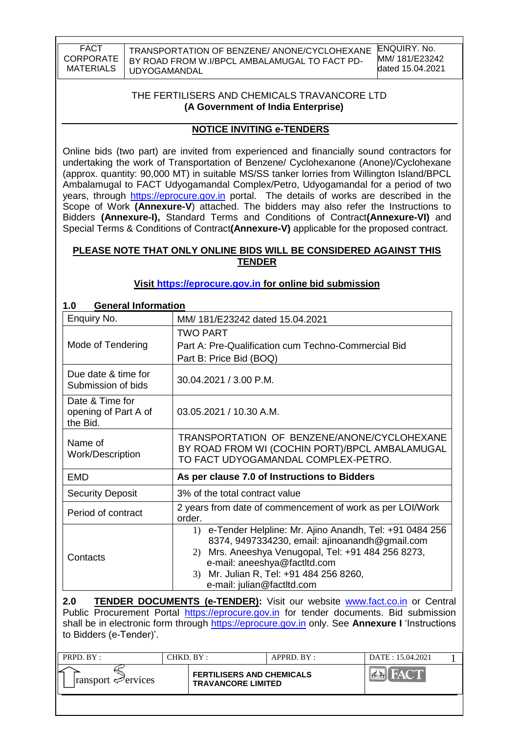THE FERTILISERS AND CHEMICALS TRAVANCORE LTD
**(A Government of India Enterprise)**

## NOTICE INVITING e-TENDERS

Online bids (two part) are invited from experienced and financially sound contractors for undertaking the work of Transportation of Benzene/ Cyclohexanone (Anone)/Cyclohexane (approx. quantity: 90,000 MT) in suitable MS/SS tanker lorries from Willington Island/BPCL Ambalamugal to FACT Udyogamandal Complex/Petro, Udyogamandal for a period of two years, through https://eprocure.gov.in portal. The details of works are described in the Scope of Work **(Annexure-V)** attached. The bidders may also refer the Instructions to Bidders **(Annexure-I),** Standard Terms and Conditions of Contract**(Annexure-VI)** and Special Terms & Conditions of Contract**(Annexure-V)** applicable for the proposed contract.

**PLEASE NOTE THAT ONLY ONLINE BIDS WILL BE CONSIDERED AGAINST THIS TENDER**

**Visit https://eprocure.gov.in for online bid submission**

### 1.0 General Information

| | |
|---|---|
| Enquiry No. | MM/ 181/E23242 dated 15.04.2021 |
| Mode of Tendering | TWO PART<br>Part A: Pre-Qualification cum Techno-Commercial Bid<br>Part B: Price Bid (BOQ) |
| Due date & time for Submission of bids | 30.04.2021 / 3.00 P.M. |
| Date & Time for opening of Part A of the Bid. | 03.05.2021 / 10.30 A.M. |
| Name of Work/Description | TRANSPORTATION OF BENZENE/ANONE/CYCLOHEXANE BY ROAD FROM WI (COCHIN PORT)/BPCL AMBALAMUGAL TO FACT UDYOGAMANDAL COMPLEX-PETRO. |
| EMD | **As per clause 7.0 of Instructions to Bidders** |
| Security Deposit | 3% of the total contract value |
| Period of contract | 2 years from date of commencement of work as per LOI/Work order. |
| Contacts | 1) e-Tender Helpline: Mr. Ajino Anandh, Tel: +91 0484 256 8374, 9497334230, email: ajinoanandh@gmail.com<br>2) Mrs. Aneeshya Venugopal, Tel: +91 484 256 8273, e-mail: aneeshya@factltd.com<br>3) Mr. Julian R, Tel: +91 484 256 8260, e-mail: julian@factltd.com |

**2.0 TENDER DOCUMENTS (e-TENDER):** Visit our website www.fact.co.in or Central Public Procurement Portal https://eprocure.gov.in for tender documents. Bid submission shall be in electronic form through https://eprocure.gov.in only. See **Annexure I** 'Instructions to Bidders (e-Tender)'.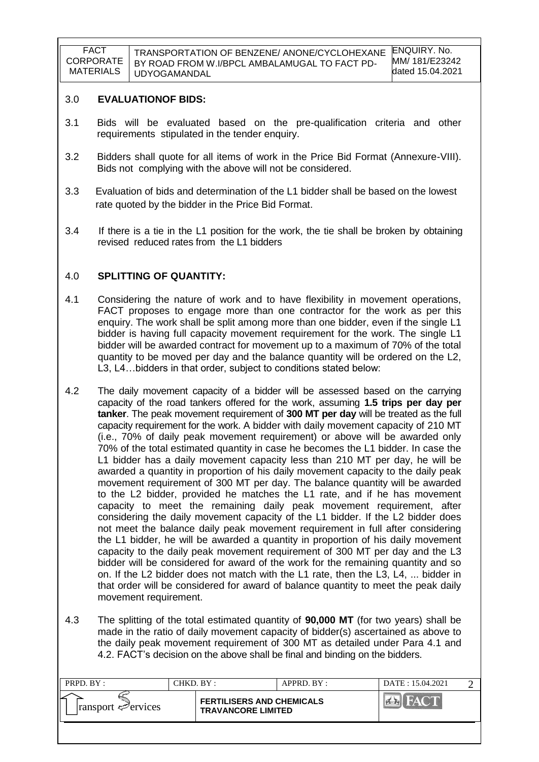## 3.0 EVALUATIONOF BIDS:

3.1 Bids will be evaluated based on the pre-qualification criteria and other requirements stipulated in the tender enquiry.

3.2 Bidders shall quote for all items of work in the Price Bid Format (Annexure-VIII). Bids not complying with the above will not be considered.

3.3 Evaluation of bids and determination of the L1 bidder shall be based on the lowest rate quoted by the bidder in the Price Bid Format.

3.4 If there is a tie in the L1 position for the work, the tie shall be broken by obtaining revised reduced rates from the L1 bidders

## 4.0 SPLITTING OF QUANTITY:

4.1 Considering the nature of work and to have flexibility in movement operations, FACT proposes to engage more than one contractor for the work as per this enquiry. The work shall be split among more than one bidder, even if the single L1 bidder is having full capacity movement requirement for the work. The single L1 bidder will be awarded contract for movement up to a maximum of 70% of the total quantity to be moved per day and the balance quantity will be ordered on the L2, L3, L4…bidders in that order, subject to conditions stated below:

4.2 The daily movement capacity of a bidder will be assessed based on the carrying capacity of the road tankers offered for the work, assuming **1.5 trips per day per tanker**. The peak movement requirement of **300 MT per day** will be treated as the full capacity requirement for the work. A bidder with daily movement capacity of 210 MT (i.e., 70% of daily peak movement requirement) or above will be awarded only 70% of the total estimated quantity in case he becomes the L1 bidder. In case the L1 bidder has a daily movement capacity less than 210 MT per day, he will be awarded a quantity in proportion of his daily movement capacity to the daily peak movement requirement of 300 MT per day. The balance quantity will be awarded to the L2 bidder, provided he matches the L1 rate, and if he has movement capacity to meet the remaining daily peak movement requirement, after considering the daily movement capacity of the L1 bidder. If the L2 bidder does not meet the balance daily peak movement requirement in full after considering the L1 bidder, he will be awarded a quantity in proportion of his daily movement capacity to the daily peak movement requirement of 300 MT per day and the L3 bidder will be considered for award of the work for the remaining quantity and so on. If the L2 bidder does not match with the L1 rate, then the L3, L4, ... bidder in that order will be considered for award of balance quantity to meet the peak daily movement requirement.

4.3 The splitting of the total estimated quantity of **90,000 MT** (for two years) shall be made in the ratio of daily movement capacity of bidder(s) ascertained as above to the daily peak movement requirement of 300 MT as detailed under Para 4.1 and 4.2. FACT's decision on the above shall be final and binding on the bidders.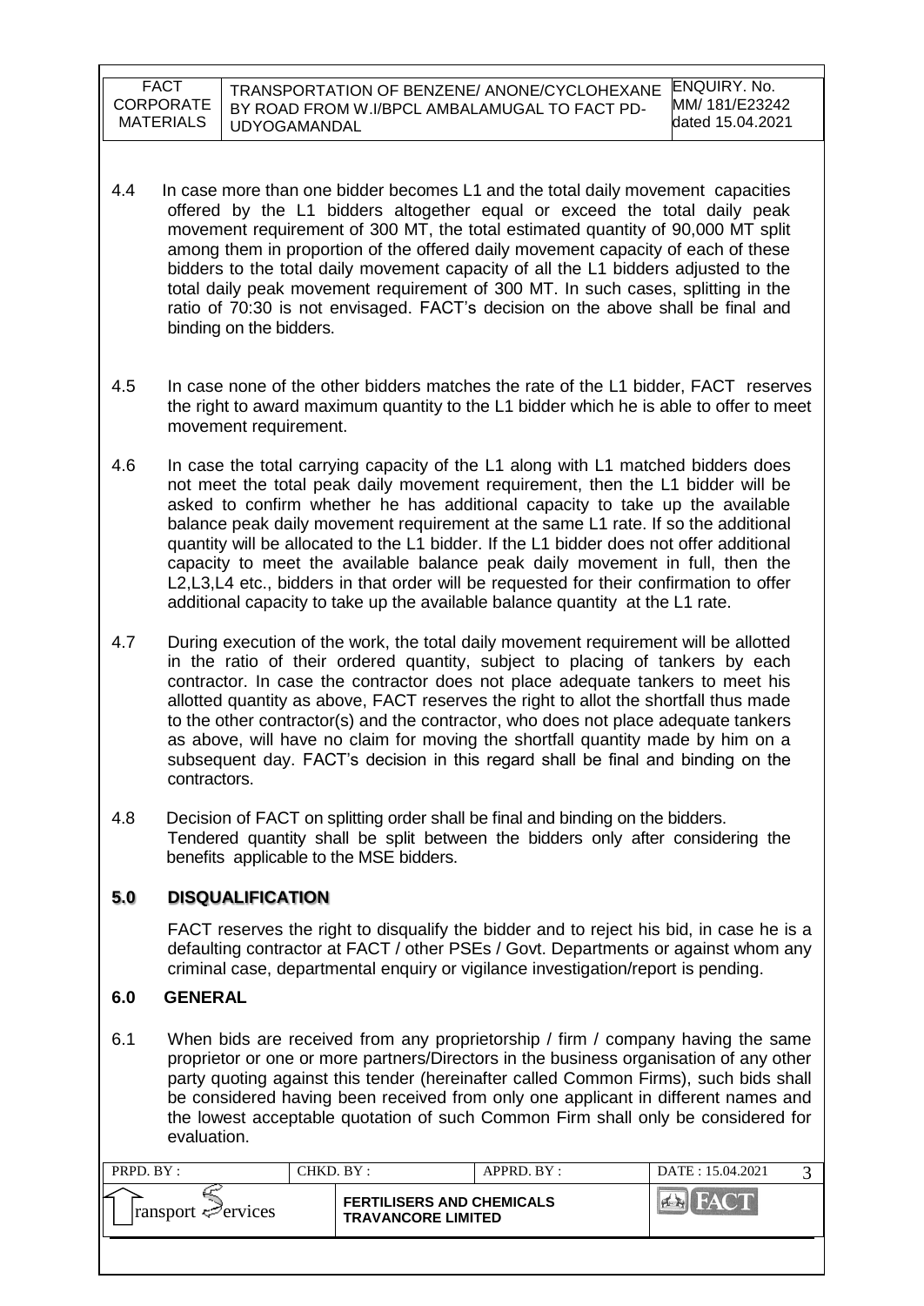4.4 In case more than one bidder becomes L1 and the total daily movement capacities offered by the L1 bidders altogether equal or exceed the total daily peak movement requirement of 300 MT, the total estimated quantity of 90,000 MT split among them in proportion of the offered daily movement capacity of each of these bidders to the total daily movement capacity of all the L1 bidders adjusted to the total daily peak movement requirement of 300 MT. In such cases, splitting in the ratio of 70:30 is not envisaged. FACT's decision on the above shall be final and binding on the bidders.

4.5 In case none of the other bidders matches the rate of the L1 bidder, FACT reserves the right to award maximum quantity to the L1 bidder which he is able to offer to meet movement requirement.

4.6 In case the total carrying capacity of the L1 along with L1 matched bidders does not meet the total peak daily movement requirement, then the L1 bidder will be asked to confirm whether he has additional capacity to take up the available balance peak daily movement requirement at the same L1 rate. If so the additional quantity will be allocated to the L1 bidder. If the L1 bidder does not offer additional capacity to meet the available balance peak daily movement in full, then the L2,L3,L4 etc., bidders in that order will be requested for their confirmation to offer additional capacity to take up the available balance quantity at the L1 rate.

4.7 During execution of the work, the total daily movement requirement will be allotted in the ratio of their ordered quantity, subject to placing of tankers by each contractor. In case the contractor does not place adequate tankers to meet his allotted quantity as above, FACT reserves the right to allot the shortfall thus made to the other contractor(s) and the contractor, who does not place adequate tankers as above, will have no claim for moving the shortfall quantity made by him on a subsequent day. FACT's decision in this regard shall be final and binding on the contractors.

4.8 Decision of FACT on splitting order shall be final and binding on the bidders. Tendered quantity shall be split between the bidders only after considering the benefits applicable to the MSE bidders.

## 5.0 DISQUALIFICATION

FACT reserves the right to disqualify the bidder and to reject his bid, in case he is a defaulting contractor at FACT / other PSEs / Govt. Departments or against whom any criminal case, departmental enquiry or vigilance investigation/report is pending.

## 6.0 GENERAL

6.1 When bids are received from any proprietorship / firm / company having the same proprietor or one or more partners/Directors in the business organisation of any other party quoting against this tender (hereinafter called Common Firms), such bids shall be considered having been received from only one applicant in different names and the lowest acceptable quotation of such Common Firm shall only be considered for evaluation.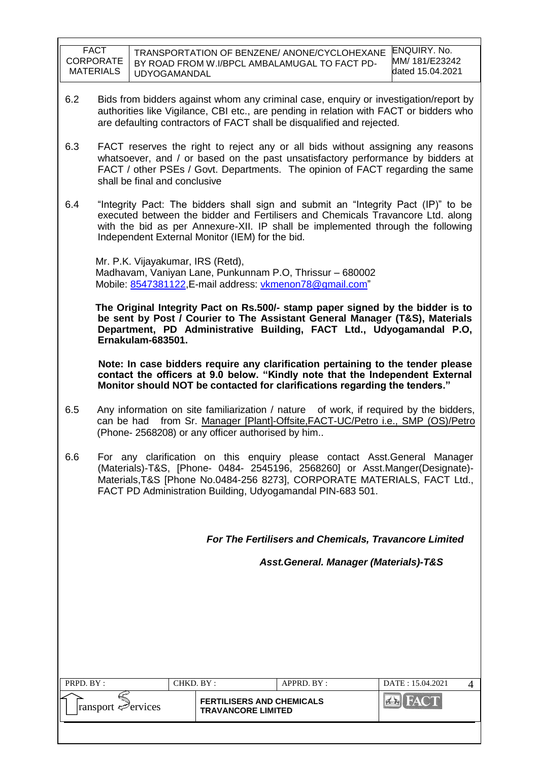6.2 Bids from bidders against whom any criminal case, enquiry or investigation/report by authorities like Vigilance, CBI etc., are pending in relation with FACT or bidders who are defaulting contractors of FACT shall be disqualified and rejected.

6.3 FACT reserves the right to reject any or all bids without assigning any reasons whatsoever, and / or based on the past unsatisfactory performance by bidders at FACT / other PSEs / Govt. Departments. The opinion of FACT regarding the same shall be final and conclusive

6.4 "Integrity Pact: The bidders shall sign and submit an "Integrity Pact (IP)" to be executed between the bidder and Fertilisers and Chemicals Travancore Ltd. along with the bid as per Annexure-XII. IP shall be implemented through the following Independent External Monitor (IEM) for the bid.

Mr. P.K. Vijayakumar, IRS (Retd),
Madhavam, Vaniyan Lane, Punkunnam P.O, Thrissur – 680002
Mobile: 8547381122,E-mail address: vkmenon78@gmail.com"

**The Original Integrity Pact on Rs.500/- stamp paper signed by the bidder is to be sent by Post / Courier to The Assistant General Manager (T&S), Materials Department, PD Administrative Building, FACT Ltd., Udyogamandal P.O, Ernakulam-683501.**

**Note: In case bidders require any clarification pertaining to the tender please contact the officers at 9.0 below. "Kindly note that the Independent External Monitor should NOT be contacted for clarifications regarding the tenders."**

6.5 Any information on site familiarization / nature of work, if required by the bidders, can be had from Sr. Manager [Plant]-Offsite,FACT-UC/Petro i.e., SMP (OS)/Petro (Phone- 2568208) or any officer authorised by him..

6.6 For any clarification on this enquiry please contact Asst.General Manager (Materials)-T&S, [Phone- 0484- 2545196, 2568260] or Asst.Manger(Designate)-Materials,T&S [Phone No.0484-256 8273], CORPORATE MATERIALS, FACT Ltd., FACT PD Administration Building, Udyogamandal PIN-683 501.

***For The Fertilisers and Chemicals, Travancore Limited***

***Asst.General. Manager (Materials)-T&S***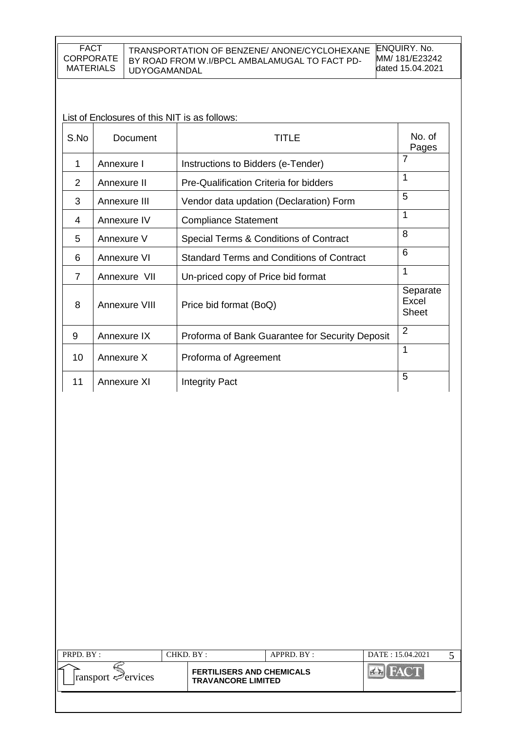List of Enclosures of this NIT is as follows:

| S.No | Document | TITLE | No. of Pages |
|---|---|---|---|
| 1 | Annexure I | Instructions to Bidders (e-Tender) | 7 |
| 2 | Annexure II | Pre-Qualification Criteria for bidders | 1 |
| 3 | Annexure III | Vendor data updation (Declaration) Form | 5 |
| 4 | Annexure IV | Compliance Statement | 1 |
| 5 | Annexure V | Special Terms & Conditions of Contract | 8 |
| 6 | Annexure VI | Standard Terms and Conditions of Contract | 6 |
| 7 | Annexure VII | Un-priced copy of Price bid format | 1 |
| 8 | Annexure VIII | Price bid format (BoQ) | Separate Excel Sheet |
| 9 | Annexure IX | Proforma of Bank Guarantee for Security Deposit | 2 |
| 10 | Annexure X | Proforma of Agreement | 1 |
| 11 | Annexure XI | Integrity Pact | 5 |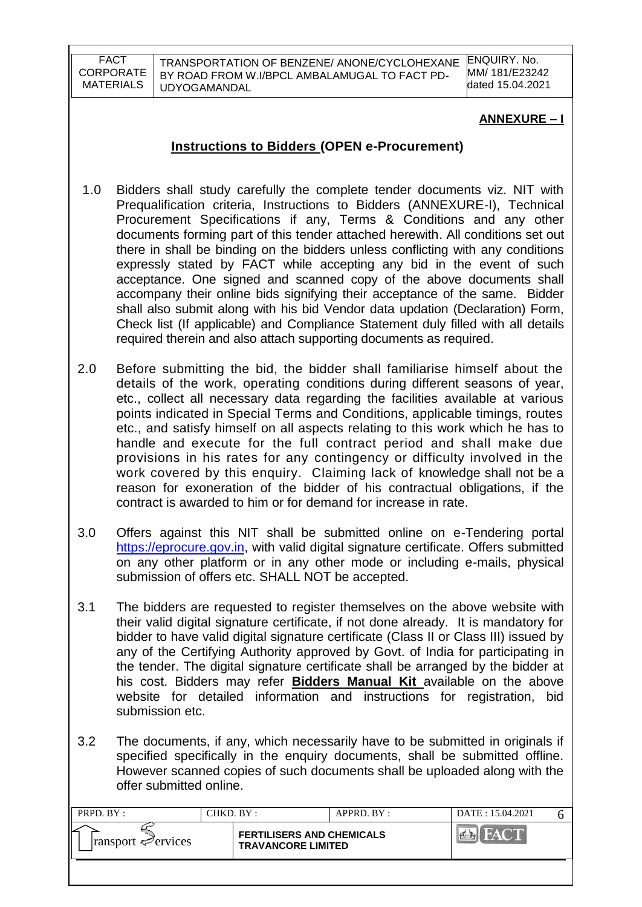**ANNEXURE – I**

## Instructions to Bidders (OPEN e-Procurement)

1.0 Bidders shall study carefully the complete tender documents viz. NIT with Prequalification criteria, Instructions to Bidders (ANNEXURE-I), Technical Procurement Specifications if any, Terms & Conditions and any other documents forming part of this tender attached herewith. All conditions set out there in shall be binding on the bidders unless conflicting with any conditions expressly stated by FACT while accepting any bid in the event of such acceptance. One signed and scanned copy of the above documents shall accompany their online bids signifying their acceptance of the same. Bidder shall also submit along with his bid Vendor data updation (Declaration) Form, Check list (If applicable) and Compliance Statement duly filled with all details required therein and also attach supporting documents as required.

2.0 Before submitting the bid, the bidder shall familiarise himself about the details of the work, operating conditions during different seasons of year, etc., collect all necessary data regarding the facilities available at various points indicated in Special Terms and Conditions, applicable timings, routes etc., and satisfy himself on all aspects relating to this work which he has to handle and execute for the full contract period and shall make due provisions in his rates for any contingency or difficulty involved in the work covered by this enquiry. Claiming lack of knowledge shall not be a reason for exoneration of the bidder of his contractual obligations, if the contract is awarded to him or for demand for increase in rate.

3.0 Offers against this NIT shall be submitted online on e-Tendering portal https://eprocure.gov.in, with valid digital signature certificate. Offers submitted on any other platform or in any other mode or including e-mails, physical submission of offers etc. SHALL NOT be accepted.

3.1 The bidders are requested to register themselves on the above website with their valid digital signature certificate, if not done already. It is mandatory for bidder to have valid digital signature certificate (Class II or Class III) issued by any of the Certifying Authority approved by Govt. of India for participating in the tender. The digital signature certificate shall be arranged by the bidder at his cost. Bidders may refer **Bidders Manual Kit** available on the above website for detailed information and instructions for registration, bid submission etc.

3.2 The documents, if any, which necessarily have to be submitted in originals if specified specifically in the enquiry documents, shall be submitted offline. However scanned copies of such documents shall be uploaded along with the offer submitted online.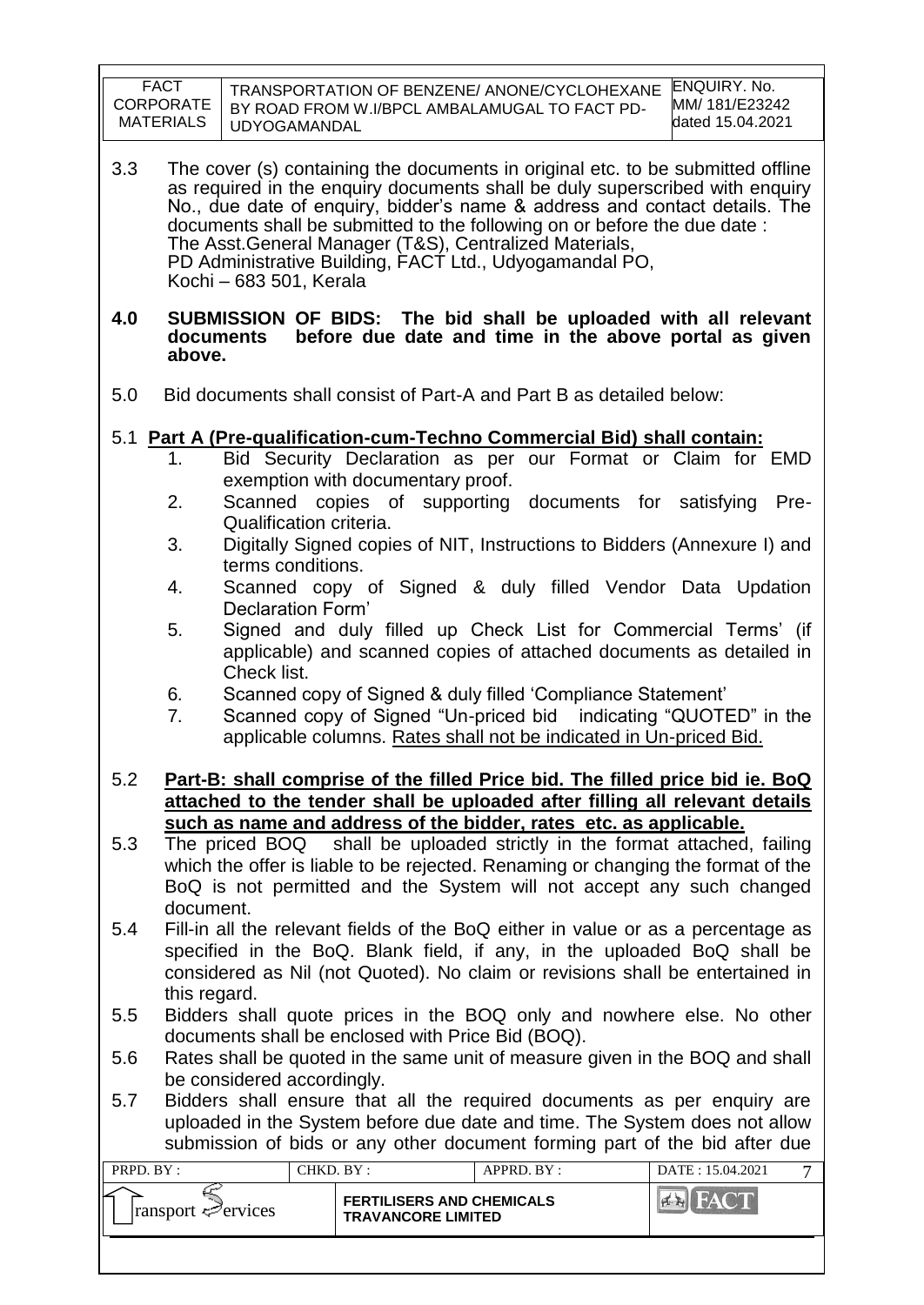3.3 The cover (s) containing the documents in original etc. to be submitted offline as required in the enquiry documents shall be duly superscribed with enquiry No., due date of enquiry, bidder's name & address and contact details. The documents shall be submitted to the following on or before the due date :
The Asst.General Manager (T&S), Centralized Materials,
PD Administrative Building, FACT Ltd., Udyogamandal PO,
Kochi – 683 501, Kerala

**4.0 SUBMISSION OF BIDS: The bid shall be uploaded with all relevant documents before due date and time in the above portal as given above.**

5.0 Bid documents shall consist of Part-A and Part B as detailed below:

5.1 **Part A (Pre-qualification-cum-Techno Commercial Bid) shall contain:**

1. Bid Security Declaration as per our Format or Claim for EMD exemption with documentary proof.
2. Scanned copies of supporting documents for satisfying Pre-Qualification criteria.
3. Digitally Signed copies of NIT, Instructions to Bidders (Annexure I) and terms conditions.
4. Scanned copy of Signed & duly filled Vendor Data Updation Declaration Form'
5. Signed and duly filled up Check List for Commercial Terms' (if applicable) and scanned copies of attached documents as detailed in Check list.
6. Scanned copy of Signed & duly filled 'Compliance Statement'
7. Scanned copy of Signed "Un-priced bid indicating "QUOTED" in the applicable columns. Rates shall not be indicated in Un-priced Bid.

5.2 **Part-B: shall comprise of the filled Price bid. The filled price bid ie. BoQ attached to the tender shall be uploaded after filling all relevant details such as name and address of the bidder, rates etc. as applicable.**

5.3 The priced BOQ shall be uploaded strictly in the format attached, failing which the offer is liable to be rejected. Renaming or changing the format of the BoQ is not permitted and the System will not accept any such changed document.

5.4 Fill-in all the relevant fields of the BoQ either in value or as a percentage as specified in the BoQ. Blank field, if any, in the uploaded BoQ shall be considered as Nil (not Quoted). No claim or revisions shall be entertained in this regard.

5.5 Bidders shall quote prices in the BOQ only and nowhere else. No other documents shall be enclosed with Price Bid (BOQ).

5.6 Rates shall be quoted in the same unit of measure given in the BOQ and shall be considered accordingly.

5.7 Bidders shall ensure that all the required documents as per enquiry are uploaded in the System before due date and time. The System does not allow submission of bids or any other document forming part of the bid after due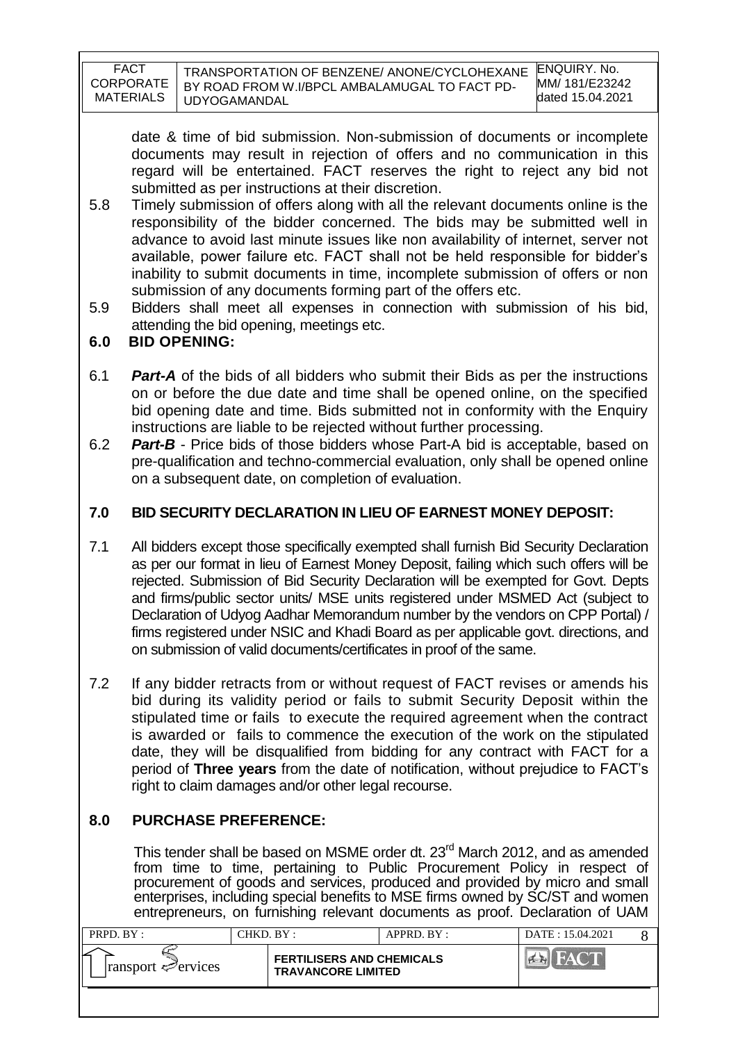date & time of bid submission. Non-submission of documents or incomplete documents may result in rejection of offers and no communication in this regard will be entertained. FACT reserves the right to reject any bid not submitted as per instructions at their discretion.

5.8 Timely submission of offers along with all the relevant documents online is the responsibility of the bidder concerned. The bids may be submitted well in advance to avoid last minute issues like non availability of internet, server not available, power failure etc. FACT shall not be held responsible for bidder's inability to submit documents in time, incomplete submission of offers or non submission of any documents forming part of the offers etc.

5.9 Bidders shall meet all expenses in connection with submission of his bid, attending the bid opening, meetings etc.

## 6.0 BID OPENING:

6.1 ***Part-A*** of the bids of all bidders who submit their Bids as per the instructions on or before the due date and time shall be opened online, on the specified bid opening date and time. Bids submitted not in conformity with the Enquiry instructions are liable to be rejected without further processing.

6.2 ***Part-B*** - Price bids of those bidders whose Part-A bid is acceptable, based on pre-qualification and techno-commercial evaluation, only shall be opened online on a subsequent date, on completion of evaluation.

## 7.0 BID SECURITY DECLARATION IN LIEU OF EARNEST MONEY DEPOSIT:

7.1 All bidders except those specifically exempted shall furnish Bid Security Declaration as per our format in lieu of Earnest Money Deposit, failing which such offers will be rejected. Submission of Bid Security Declaration will be exempted for Govt. Depts and firms/public sector units/ MSE units registered under MSMED Act (subject to Declaration of Udyog Aadhar Memorandum number by the vendors on CPP Portal) / firms registered under NSIC and Khadi Board as per applicable govt. directions, and on submission of valid documents/certificates in proof of the same.

7.2 If any bidder retracts from or without request of FACT revises or amends his bid during its validity period or fails to submit Security Deposit within the stipulated time or fails to execute the required agreement when the contract is awarded or fails to commence the execution of the work on the stipulated date, they will be disqualified from bidding for any contract with FACT for a period of **Three years** from the date of notification, without prejudice to FACT's right to claim damages and/or other legal recourse.

## 8.0 PURCHASE PREFERENCE:

This tender shall be based on MSME order dt. 23rd March 2012, and as amended from time to time, pertaining to Public Procurement Policy in respect of procurement of goods and services, produced and provided by micro and small enterprises, including special benefits to MSE firms owned by SC/ST and women entrepreneurs, on furnishing relevant documents as proof. Declaration of UAM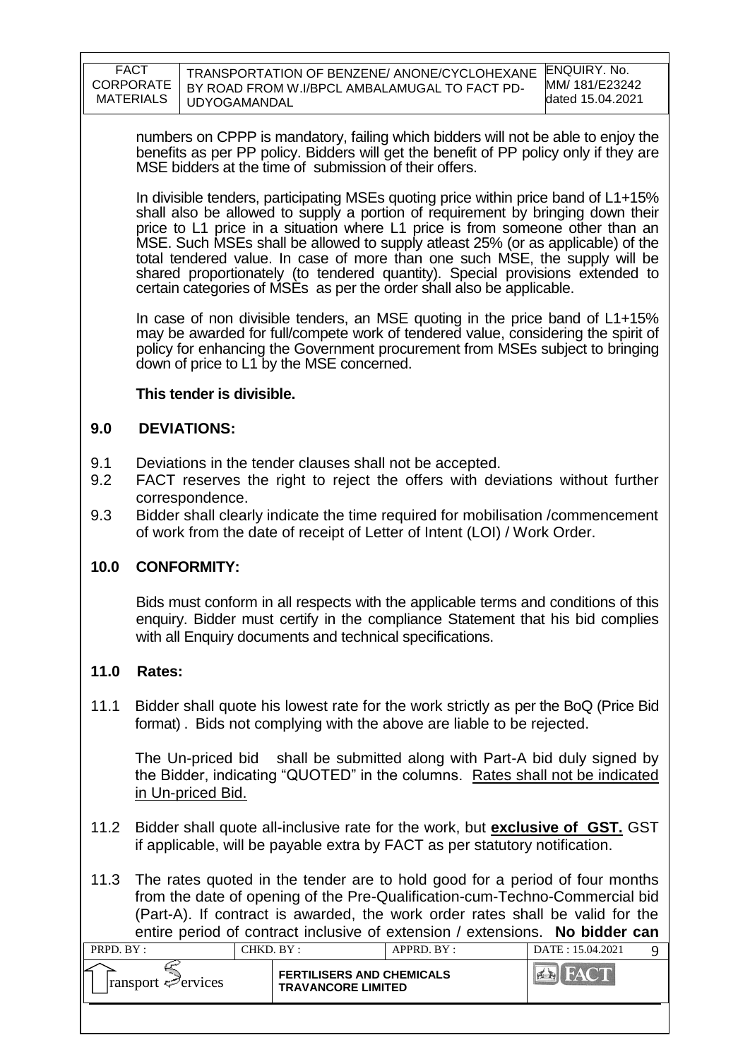numbers on CPPP is mandatory, failing which bidders will not be able to enjoy the benefits as per PP policy. Bidders will get the benefit of PP policy only if they are MSE bidders at the time of submission of their offers.

In divisible tenders, participating MSEs quoting price within price band of L1+15% shall also be allowed to supply a portion of requirement by bringing down their price to L1 price in a situation where L1 price is from someone other than an MSE. Such MSEs shall be allowed to supply atleast 25% (or as applicable) of the total tendered value. In case of more than one such MSE, the supply will be shared proportionately (to tendered quantity). Special provisions extended to certain categories of MSEs as per the order shall also be applicable.

In case of non divisible tenders, an MSE quoting in the price band of L1+15% may be awarded for full/compete work of tendered value, considering the spirit of policy for enhancing the Government procurement from MSEs subject to bringing down of price to L1 by the MSE concerned.

**This tender is divisible.**

## 9.0 DEVIATIONS:

9.1 Deviations in the tender clauses shall not be accepted.

9.2 FACT reserves the right to reject the offers with deviations without further correspondence.

9.3 Bidder shall clearly indicate the time required for mobilisation /commencement of work from the date of receipt of Letter of Intent (LOI) / Work Order.

## 10.0 CONFORMITY:

Bids must conform in all respects with the applicable terms and conditions of this enquiry. Bidder must certify in the compliance Statement that his bid complies with all Enquiry documents and technical specifications.

## 11.0 Rates:

11.1 Bidder shall quote his lowest rate for the work strictly as per the BoQ (Price Bid format) . Bids not complying with the above are liable to be rejected.

The Un-priced bid shall be submitted along with Part-A bid duly signed by the Bidder, indicating "QUOTED" in the columns. Rates shall not be indicated in Un-priced Bid.

11.2 Bidder shall quote all-inclusive rate for the work, but **exclusive of GST.** GST if applicable, will be payable extra by FACT as per statutory notification.

11.3 The rates quoted in the tender are to hold good for a period of four months from the date of opening of the Pre-Qualification-cum-Techno-Commercial bid (Part-A). If contract is awarded, the work order rates shall be valid for the entire period of contract inclusive of extension / extensions. **No bidder can**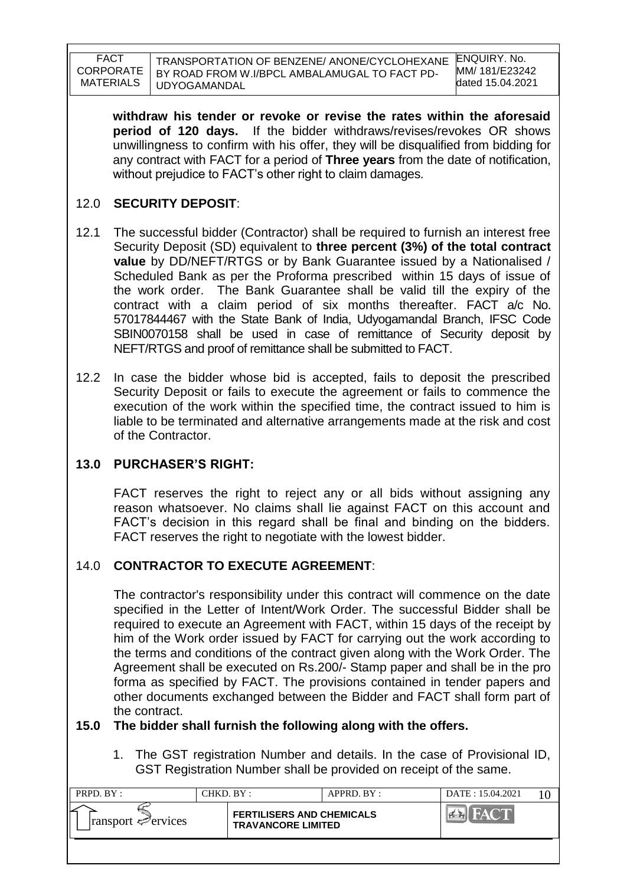**withdraw his tender or revoke or revise the rates within the aforesaid period of 120 days.** If the bidder withdraws/revises/revokes OR shows unwillingness to confirm with his offer, they will be disqualified from bidding for any contract with FACT for a period of **Three years** from the date of notification, without prejudice to FACT's other right to claim damages.

## 12.0 SECURITY DEPOSIT:

12.1 The successful bidder (Contractor) shall be required to furnish an interest free Security Deposit (SD) equivalent to **three percent (3%) of the total contract value** by DD/NEFT/RTGS or by Bank Guarantee issued by a Nationalised / Scheduled Bank as per the Proforma prescribed within 15 days of issue of the work order. The Bank Guarantee shall be valid till the expiry of the contract with a claim period of six months thereafter. FACT a/c No. 57017844467 with the State Bank of India, Udyogamandal Branch, IFSC Code SBIN0070158 shall be used in case of remittance of Security deposit by NEFT/RTGS and proof of remittance shall be submitted to FACT.

12.2 In case the bidder whose bid is accepted, fails to deposit the prescribed Security Deposit or fails to execute the agreement or fails to commence the execution of the work within the specified time, the contract issued to him is liable to be terminated and alternative arrangements made at the risk and cost of the Contractor.

## 13.0 PURCHASER'S RIGHT:

FACT reserves the right to reject any or all bids without assigning any reason whatsoever. No claims shall lie against FACT on this account and FACT's decision in this regard shall be final and binding on the bidders. FACT reserves the right to negotiate with the lowest bidder.

## 14.0 CONTRACTOR TO EXECUTE AGREEMENT:

The contractor's responsibility under this contract will commence on the date specified in the Letter of Intent/Work Order. The successful Bidder shall be required to execute an Agreement with FACT, within 15 days of the receipt by him of the Work order issued by FACT for carrying out the work according to the terms and conditions of the contract given along with the Work Order. The Agreement shall be executed on Rs.200/- Stamp paper and shall be in the pro forma as specified by FACT. The provisions contained in tender papers and other documents exchanged between the Bidder and FACT shall form part of the contract.

## 15.0 The bidder shall furnish the following along with the offers.

1. The GST registration Number and details. In the case of Provisional ID, GST Registration Number shall be provided on receipt of the same.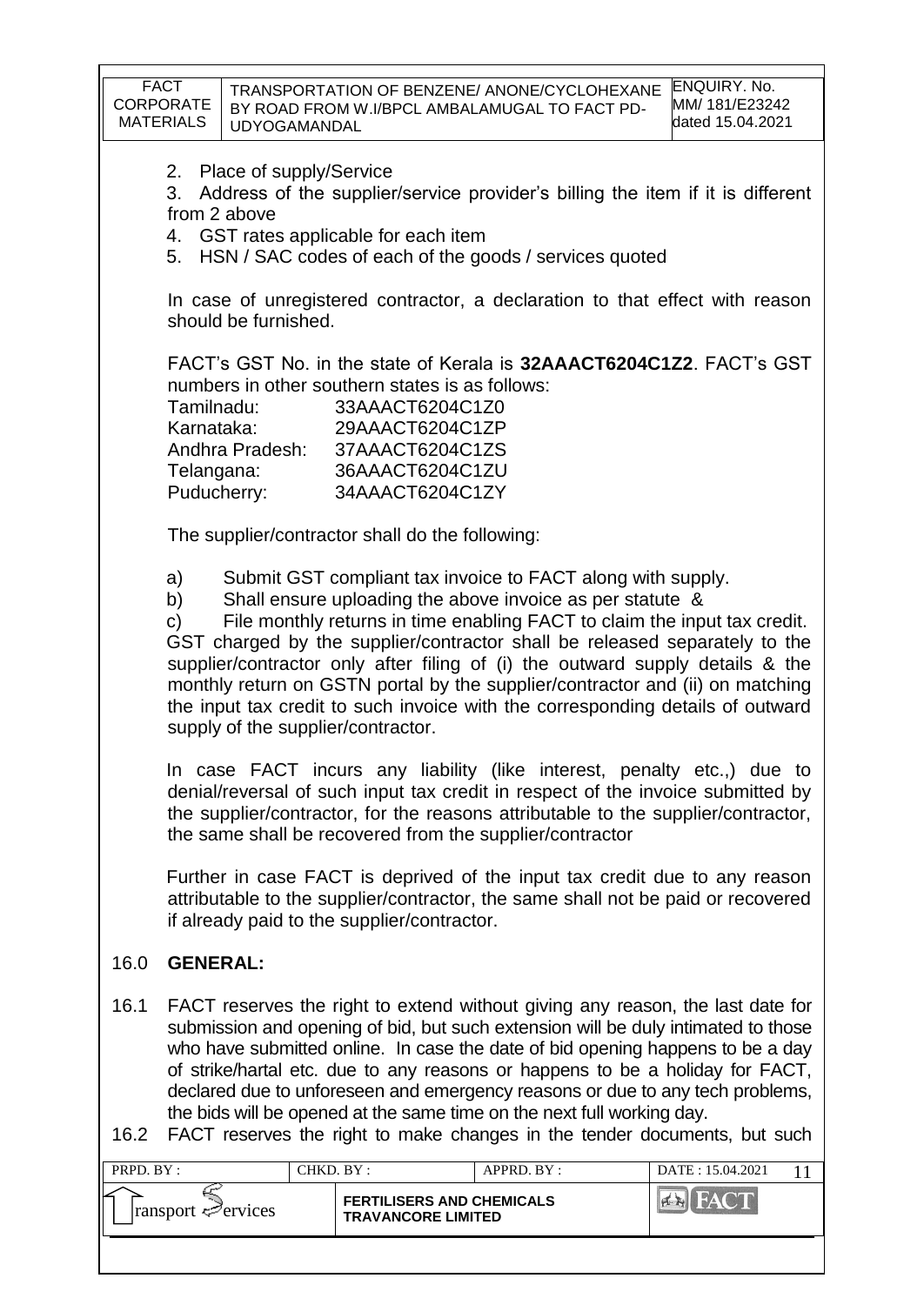2. Place of supply/Service
3. Address of the supplier/service provider's billing the item if it is different from 2 above
4. GST rates applicable for each item
5. HSN / SAC codes of each of the goods / services quoted

In case of unregistered contractor, a declaration to that effect with reason should be furnished.

FACT's GST No. in the state of Kerala is **32AAACT6204C1Z2**. FACT's GST numbers in other southern states is as follows:

| | |
|---|---|
| Tamilnadu: | 33AAACT6204C1Z0 |
| Karnataka: | 29AAACT6204C1ZP |
| Andhra Pradesh: | 37AAACT6204C1ZS |
| Telangana: | 36AAACT6204C1ZU |
| Puducherry: | 34AAACT6204C1ZY |

The supplier/contractor shall do the following:

a) Submit GST compliant tax invoice to FACT along with supply.
b) Shall ensure uploading the above invoice as per statute &
c) File monthly returns in time enabling FACT to claim the input tax credit.

GST charged by the supplier/contractor shall be released separately to the supplier/contractor only after filing of (i) the outward supply details & the monthly return on GSTN portal by the supplier/contractor and (ii) on matching the input tax credit to such invoice with the corresponding details of outward supply of the supplier/contractor.

In case FACT incurs any liability (like interest, penalty etc.,) due to denial/reversal of such input tax credit in respect of the invoice submitted by the supplier/contractor, for the reasons attributable to the supplier/contractor, the same shall be recovered from the supplier/contractor

Further in case FACT is deprived of the input tax credit due to any reason attributable to the supplier/contractor, the same shall not be paid or recovered if already paid to the supplier/contractor.

## 16.0 GENERAL:

16.1 FACT reserves the right to extend without giving any reason, the last date for submission and opening of bid, but such extension will be duly intimated to those who have submitted online. In case the date of bid opening happens to be a day of strike/hartal etc. due to any reasons or happens to be a holiday for FACT, declared due to unforeseen and emergency reasons or due to any tech problems, the bids will be opened at the same time on the next full working day.

16.2 FACT reserves the right to make changes in the tender documents, but such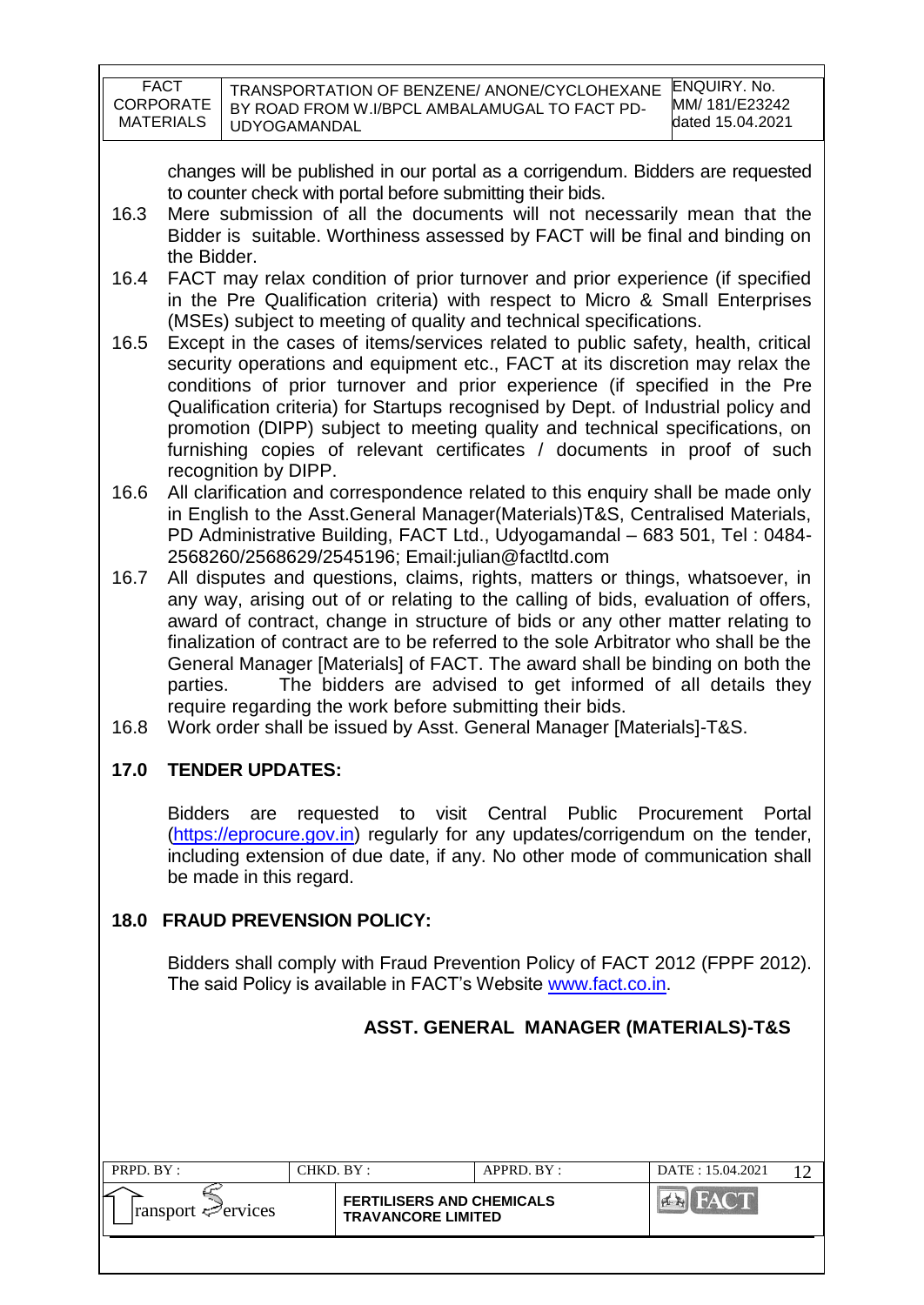changes will be published in our portal as a corrigendum. Bidders are requested to counter check with portal before submitting their bids.

16.3 Mere submission of all the documents will not necessarily mean that the Bidder is suitable. Worthiness assessed by FACT will be final and binding on the Bidder.

16.4 FACT may relax condition of prior turnover and prior experience (if specified in the Pre Qualification criteria) with respect to Micro & Small Enterprises (MSEs) subject to meeting of quality and technical specifications.

16.5 Except in the cases of items/services related to public safety, health, critical security operations and equipment etc., FACT at its discretion may relax the conditions of prior turnover and prior experience (if specified in the Pre Qualification criteria) for Startups recognised by Dept. of Industrial policy and promotion (DIPP) subject to meeting quality and technical specifications, on furnishing copies of relevant certificates / documents in proof of such recognition by DIPP.

16.6 All clarification and correspondence related to this enquiry shall be made only in English to the Asst.General Manager(Materials)T&S, Centralised Materials, PD Administrative Building, FACT Ltd., Udyogamandal – 683 501, Tel : 0484-2568260/2568629/2545196; Email:julian@factltd.com

16.7 All disputes and questions, claims, rights, matters or things, whatsoever, in any way, arising out of or relating to the calling of bids, evaluation of offers, award of contract, change in structure of bids or any other matter relating to finalization of contract are to be referred to the sole Arbitrator who shall be the General Manager [Materials] of FACT. The award shall be binding on both the parties. The bidders are advised to get informed of all details they require regarding the work before submitting their bids.

16.8 Work order shall be issued by Asst. General Manager [Materials]-T&S.

## 17.0 TENDER UPDATES:

Bidders are requested to visit Central Public Procurement Portal (https://eprocure.gov.in) regularly for any updates/corrigendum on the tender, including extension of due date, if any. No other mode of communication shall be made in this regard.

## 18.0 FRAUD PREVENSION POLICY:

Bidders shall comply with Fraud Prevention Policy of FACT 2012 (FPPF 2012). The said Policy is available in FACT's Website www.fact.co.in.

**ASST. GENERAL MANAGER (MATERIALS)-T&S**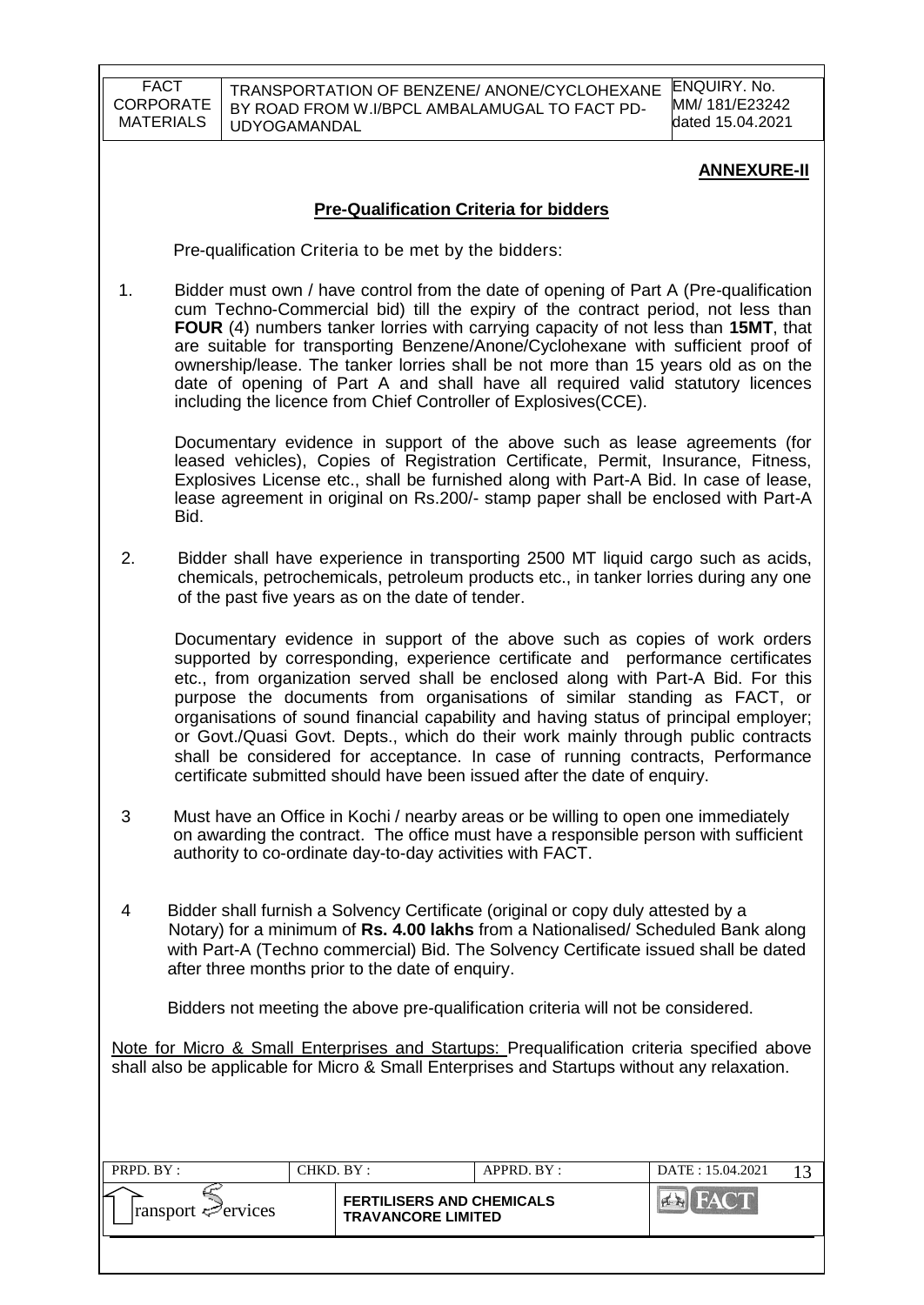## ANNEXURE-II

### Pre-Qualification Criteria for bidders

Pre-qualification Criteria to be met by the bidders:

1. Bidder must own / have control from the date of opening of Part A (Pre-qualification cum Techno-Commercial bid) till the expiry of the contract period, not less than **FOUR** (4) numbers tanker lorries with carrying capacity of not less than **15MT**, that are suitable for transporting Benzene/Anone/Cyclohexane with sufficient proof of ownership/lease. The tanker lorries shall be not more than 15 years old as on the date of opening of Part A and shall have all required valid statutory licences including the licence from Chief Controller of Explosives(CCE).

   Documentary evidence in support of the above such as lease agreements (for leased vehicles), Copies of Registration Certificate, Permit, Insurance, Fitness, Explosives License etc., shall be furnished along with Part-A Bid. In case of lease, lease agreement in original on Rs.200/- stamp paper shall be enclosed with Part-A Bid.

2. Bidder shall have experience in transporting 2500 MT liquid cargo such as acids, chemicals, petrochemicals, petroleum products etc., in tanker lorries during any one of the past five years as on the date of tender.

   Documentary evidence in support of the above such as copies of work orders supported by corresponding, experience certificate and performance certificates etc., from organization served shall be enclosed along with Part-A Bid. For this purpose the documents from organisations of similar standing as FACT, or organisations of sound financial capability and having status of principal employer; or Govt./Quasi Govt. Depts., which do their work mainly through public contracts shall be considered for acceptance. In case of running contracts, Performance certificate submitted should have been issued after the date of enquiry.

3. Must have an Office in Kochi / nearby areas or be willing to open one immediately on awarding the contract. The office must have a responsible person with sufficient authority to co-ordinate day-to-day activities with FACT.

4. Bidder shall furnish a Solvency Certificate (original or copy duly attested by a Notary) for a minimum of **Rs. 4.00 lakhs** from a Nationalised/ Scheduled Bank along with Part-A (Techno commercial) Bid. The Solvency Certificate issued shall be dated after three months prior to the date of enquiry.

Bidders not meeting the above pre-qualification criteria will not be considered.

Note for Micro & Small Enterprises and Startups: Prequalification criteria specified above shall also be applicable for Micro & Small Enterprises and Startups without any relaxation.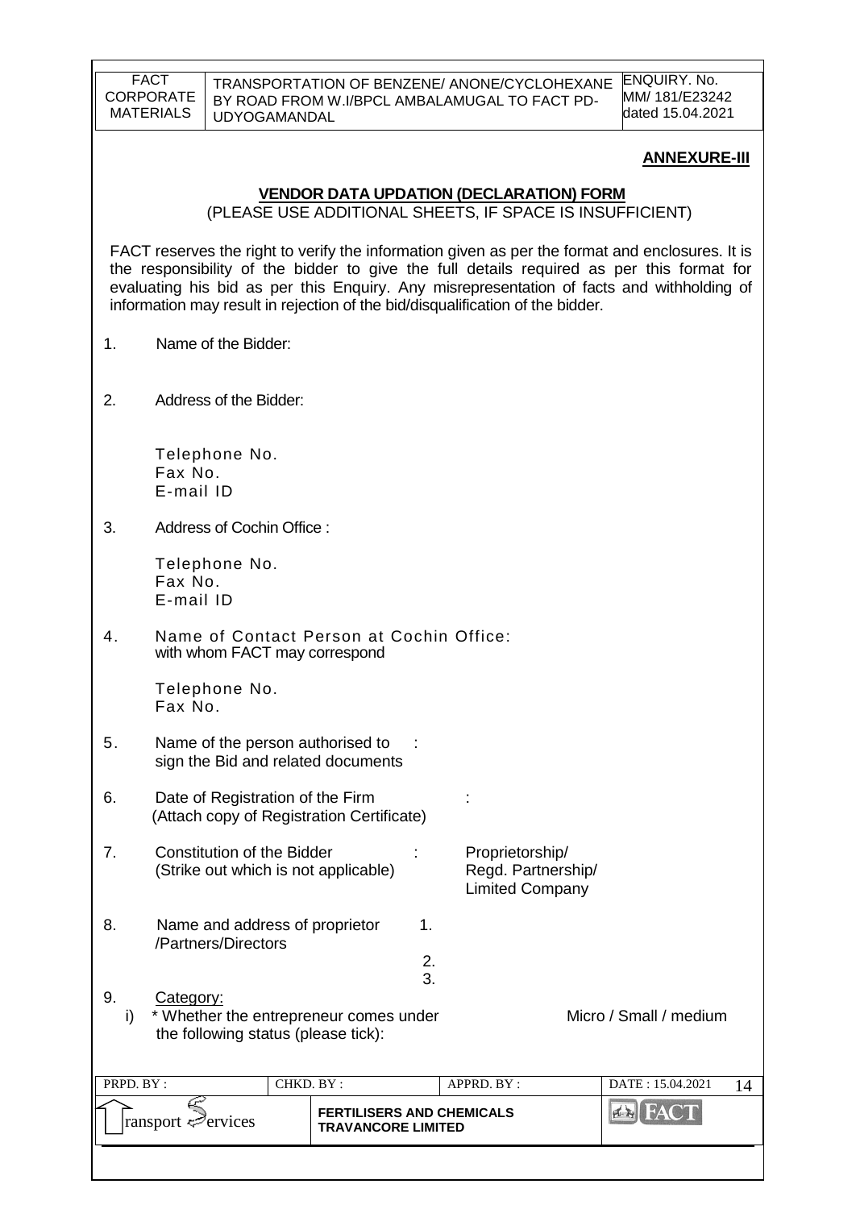## ANNEXURE-III

### VENDOR DATA UPDATION (DECLARATION) FORM

(PLEASE USE ADDITIONAL SHEETS, IF SPACE IS INSUFFICIENT)

FACT reserves the right to verify the information given as per the format and enclosures. It is the responsibility of the bidder to give the full details required as per this format for evaluating his bid as per this Enquiry. Any misrepresentation of facts and withholding of information may result in rejection of the bid/disqualification of the bidder.

1. Name of the Bidder:

2. Address of the Bidder:

   Telephone No.
   Fax No.
   E-mail ID

3. Address of Cochin Office :

   Telephone No.
   Fax No.
   E-mail ID

4. Name of Contact Person at Cochin Office: with whom FACT may correspond

   Telephone No.
   Fax No.

5. Name of the person authorised to sign the Bid and related documents :

6. Date of Registration of the Firm (Attach copy of Registration Certificate) :

7. Constitution of the Bidder (Strike out which is not applicable) : Proprietorship/ Regd. Partnership/ Limited Company

8. Name and address of proprietor /Partners/Directors
   1.
   2.
   3.

9. Category:
   i) * Whether the entrepreneur comes under the following status (please tick): Micro / Small / medium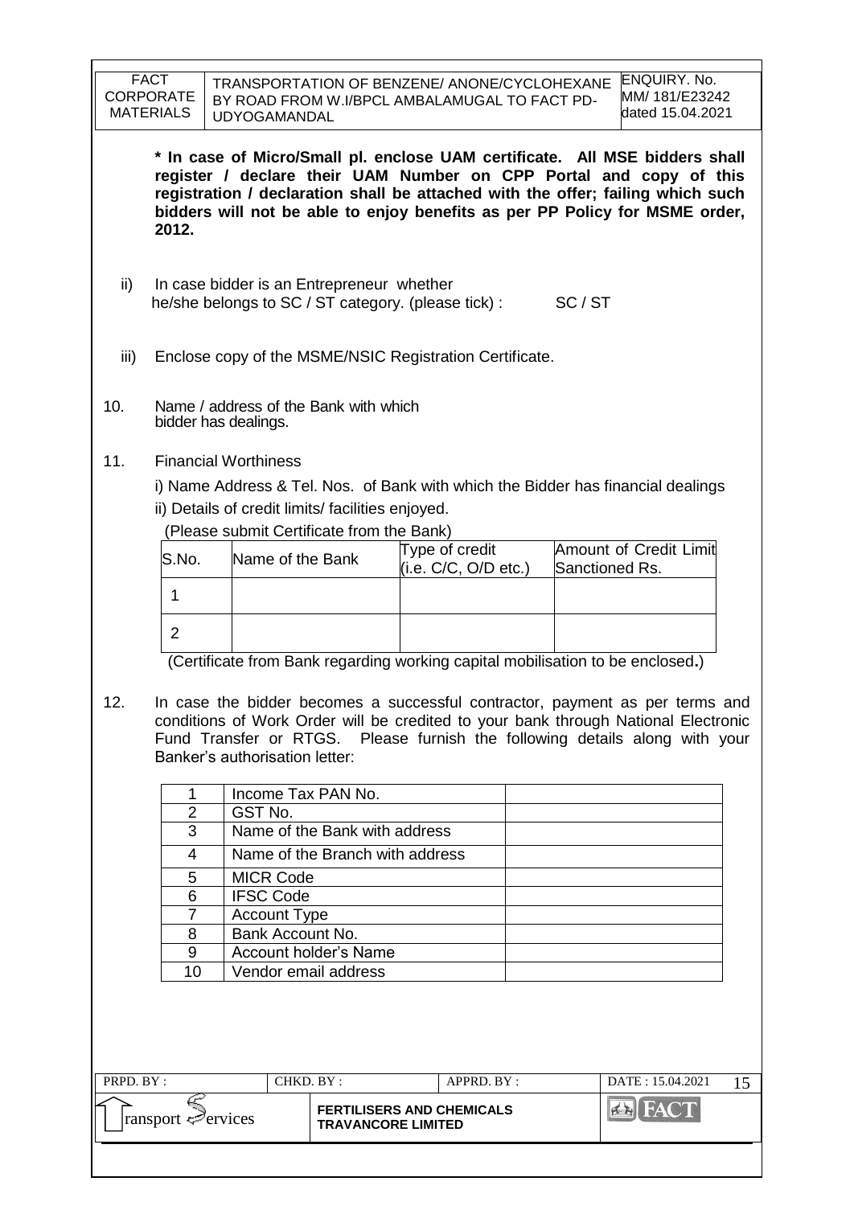**\* In case of Micro/Small pl. enclose UAM certificate. All MSE bidders shall register / declare their UAM Number on CPP Portal and copy of this registration / declaration shall be attached with the offer; failing which such bidders will not be able to enjoy benefits as per PP Policy for MSME order, 2012.**

ii) In case bidder is an Entrepreneur whether he/she belongs to SC / ST category. (please tick) : SC / ST

iii) Enclose copy of the MSME/NSIC Registration Certificate.

10. Name / address of the Bank with which bidder has dealings.

11. Financial Worthiness

i) Name Address & Tel. Nos. of Bank with which the Bidder has financial dealings

ii) Details of credit limits/ facilities enjoyed.

(Please submit Certificate from the Bank)

| S.No. | Name of the Bank | Type of credit (i.e. C/C, O/D etc.) | Amount of Credit Limit Sanctioned Rs. |
|---|---|---|---|
| 1 | | | |
| 2 | | | |

(Certificate from Bank regarding working capital mobilisation to be enclosed**.**)

12. In case the bidder becomes a successful contractor, payment as per terms and conditions of Work Order will be credited to your bank through National Electronic Fund Transfer or RTGS. Please furnish the following details along with your Banker's authorisation letter:

| | | |
|---|---|---|
| 1 | Income Tax PAN No. | |
| 2 | GST No. | |
| 3 | Name of the Bank with address | |
| 4 | Name of the Branch with address | |
| 5 | MICR Code | |
| 6 | IFSC Code | |
| 7 | Account Type | |
| 8 | Bank Account No. | |
| 9 | Account holder's Name | |
| 10 | Vendor email address | |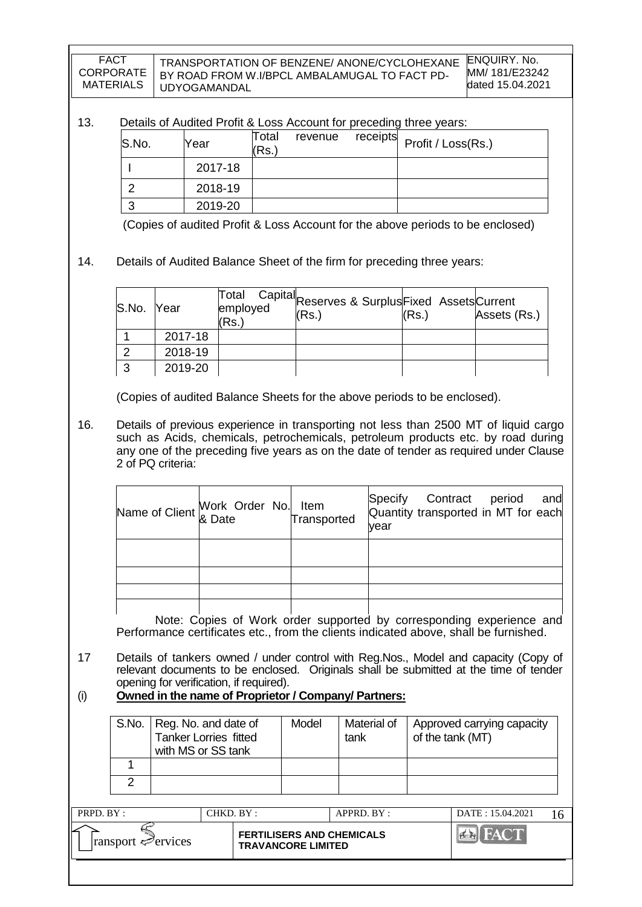13. Details of Audited Profit & Loss Account for preceding three years:

| S.No. | Year | Total revenue receipts (Rs.) | Profit / Loss(Rs.) |
|---|---|---|---|
| I | 2017-18 | | |
| 2 | 2018-19 | | |
| 3 | 2019-20 | | |

(Copies of audited Profit & Loss Account for the above periods to be enclosed)

14. Details of Audited Balance Sheet of the firm for preceding three years:

| S.No. | Year | Total Capital employed (Rs.) | Reserves & Surplus (Rs.) | Fixed Assets (Rs.) | Current Assets (Rs.) |
|---|---|---|---|---|---|
| 1 | 2017-18 | | | | |
| 2 | 2018-19 | | | | |
| 3 | 2019-20 | | | | |

(Copies of audited Balance Sheets for the above periods to be enclosed).

16. Details of previous experience in transporting not less than 2500 MT of liquid cargo such as Acids, chemicals, petrochemicals, petroleum products etc. by road during any one of the preceding five years as on the date of tender as required under Clause 2 of PQ criteria:

| Name of Client | Work Order No. & Date | Item Transported | Specify Contract period and Quantity transported in MT for each year |
|---|---|---|---|
| | | | |
| | | | |
| | | | |
| | | | |

Note: Copies of Work order supported by corresponding experience and Performance certificates etc., from the clients indicated above, shall be furnished.

17 Details of tankers owned / under control with Reg.Nos., Model and capacity (Copy of relevant documents to be enclosed. Originals shall be submitted at the time of tender opening for verification, if required).

(i) **Owned in the name of Proprietor / Company/ Partners:**

| S.No. | Reg. No. and date of Tanker Lorries fitted with MS or SS tank | Model | Material of tank | Approved carrying capacity of the tank (MT) |
|---|---|---|---|---|
| 1 | | | | |
| 2 | | | | |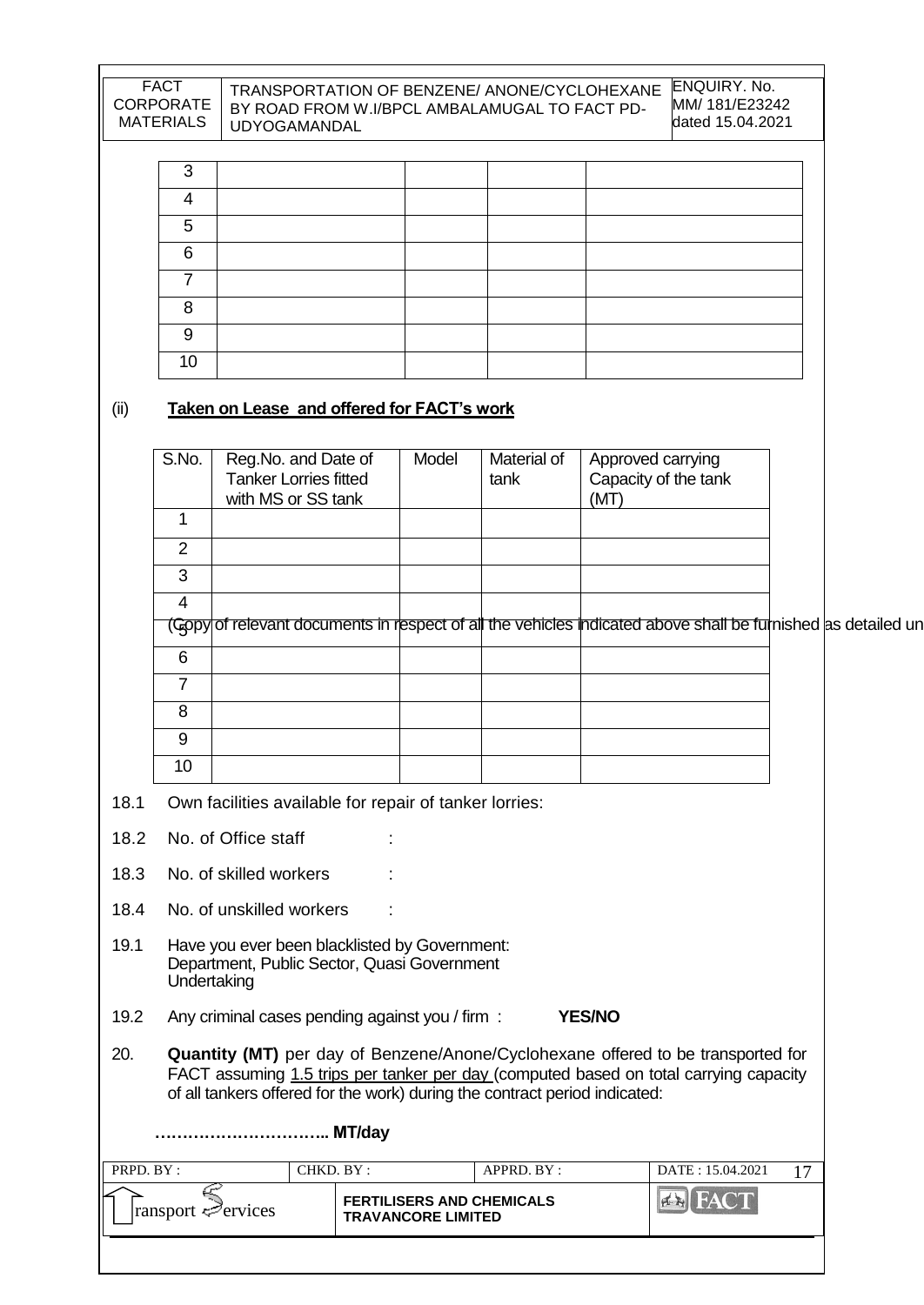| | | | | |
|---|---|---|---|---|
| 3 | | | | |
| 4 | | | | |
| 5 | | | | |
| 6 | | | | |
| 7 | | | | |
| 8 | | | | |
| 9 | | | | |
| 10 | | | | |

(ii) **Taken on Lease and offered for FACT's work**

| S.No. | Reg.No. and Date of Tanker Lorries fitted with MS or SS tank | Model | Material of tank | Approved carrying Capacity of the tank (MT) |
|---|---|---|---|---|
| 1 | | | | |
| 2 | | | | |
| 3 | | | | |
| 4 | | | | |
| 5 | | | | |
| 6 | | | | |
| 7 | | | | |
| 8 | | | | |
| 9 | | | | |
| 10 | | | | |

(Copy of relevant documents in respect of all the vehicles indicated above shall be furnished as detailed un

18.1 Own facilities available for repair of tanker lorries:

18.2 No. of Office staff :

18.3 No. of skilled workers :

18.4 No. of unskilled workers :

19.1 Have you ever been blacklisted by Government: Department, Public Sector, Quasi Government Undertaking

19.2 Any criminal cases pending against you / firm : **YES/NO**

20. **Quantity (MT)** per day of Benzene/Anone/Cyclohexane offered to be transported for FACT assuming 1.5 trips per tanker per day (computed based on total carrying capacity of all tankers offered for the work) during the contract period indicated:

**………………………….. MT/day**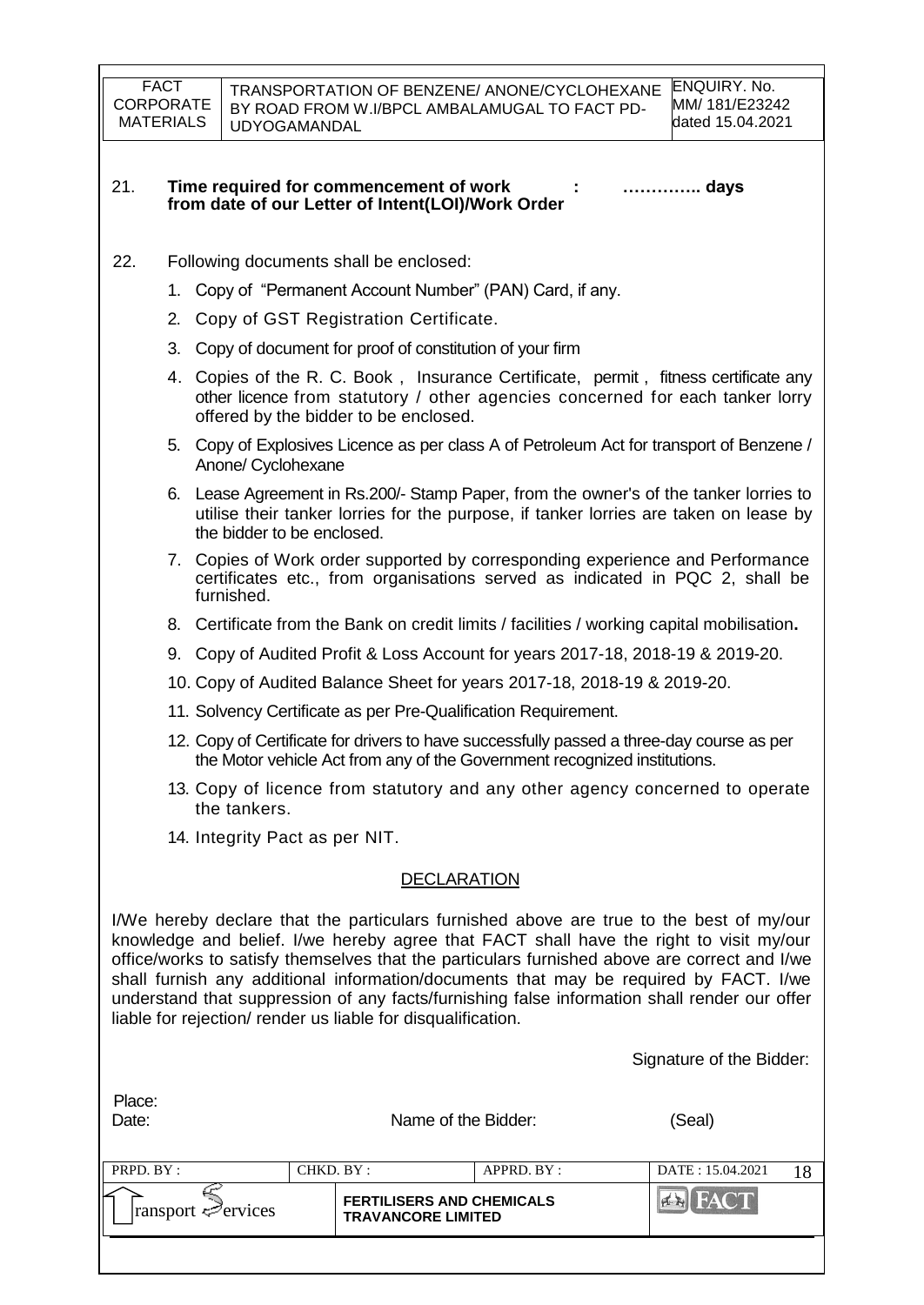21. **Time required for commencement of work : ………….. days from date of our Letter of Intent(LOI)/Work Order**

22. Following documents shall be enclosed:

    1. Copy of "Permanent Account Number" (PAN) Card, if any.
    2. Copy of GST Registration Certificate.
    3. Copy of document for proof of constitution of your firm
    4. Copies of the R. C. Book , Insurance Certificate, permit , fitness certificate any other licence from statutory / other agencies concerned for each tanker lorry offered by the bidder to be enclosed.
    5. Copy of Explosives Licence as per class A of Petroleum Act for transport of Benzene / Anone/ Cyclohexane
    6. Lease Agreement in Rs.200/- Stamp Paper, from the owner's of the tanker lorries to utilise their tanker lorries for the purpose, if tanker lorries are taken on lease by the bidder to be enclosed.
    7. Copies of Work order supported by corresponding experience and Performance certificates etc., from organisations served as indicated in PQC 2, shall be furnished.
    8. Certificate from the Bank on credit limits / facilities / working capital mobilisation**.**
    9. Copy of Audited Profit & Loss Account for years 2017-18, 2018-19 & 2019-20.
    10. Copy of Audited Balance Sheet for years 2017-18, 2018-19 & 2019-20.
    11. Solvency Certificate as per Pre-Qualification Requirement.
    12. Copy of Certificate for drivers to have successfully passed a three-day course as per the Motor vehicle Act from any of the Government recognized institutions.
    13. Copy of licence from statutory and any other agency concerned to operate the tankers.
    14. Integrity Pact as per NIT.

## DECLARATION

I/We hereby declare that the particulars furnished above are true to the best of my/our knowledge and belief. I/we hereby agree that FACT shall have the right to visit my/our office/works to satisfy themselves that the particulars furnished above are correct and I/we shall furnish any additional information/documents that may be required by FACT. I/we understand that suppression of any facts/furnishing false information shall render our offer liable for rejection/ render us liable for disqualification.

Signature of the Bidder:

Place:

Date: Name of the Bidder: (Seal)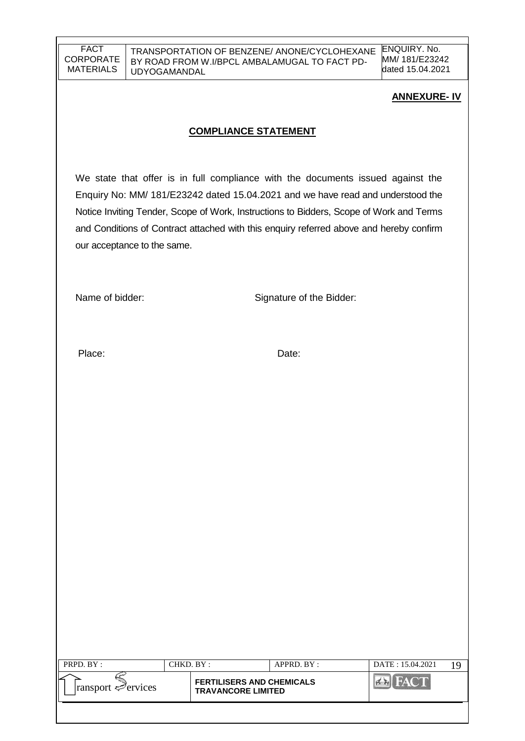**ANNEXURE- IV**

## COMPLIANCE STATEMENT

We state that offer is in full compliance with the documents issued against the Enquiry No: MM/ 181/E23242 dated 15.04.2021 and we have read and understood the Notice Inviting Tender, Scope of Work, Instructions to Bidders, Scope of Work and Terms and Conditions of Contract attached with this enquiry referred above and hereby confirm our acceptance to the same.

Name of bidder: Signature of the Bidder:

Place: Date: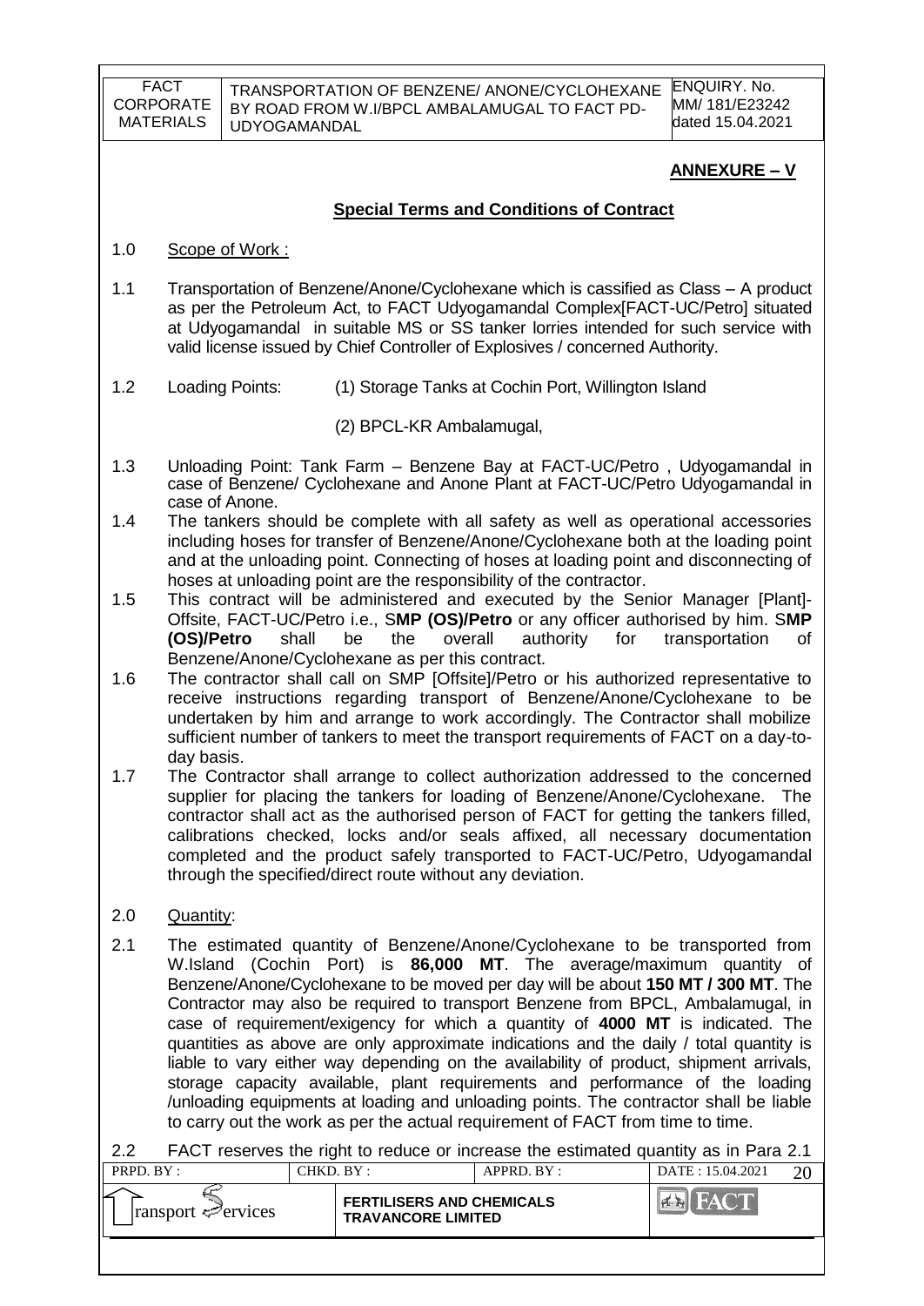## ANNEXURE – V

### Special Terms and Conditions of Contract

1.0 Scope of Work :

1.1 Transportation of Benzene/Anone/Cyclohexane which is cassified as Class – A product as per the Petroleum Act, to FACT Udyogamandal Complex[FACT-UC/Petro] situated at Udyogamandal in suitable MS or SS tanker lorries intended for such service with valid license issued by Chief Controller of Explosives / concerned Authority.

1.2 Loading Points: (1) Storage Tanks at Cochin Port, Willington Island

(2) BPCL-KR Ambalamugal,

1.3 Unloading Point: Tank Farm – Benzene Bay at FACT-UC/Petro , Udyogamandal in case of Benzene/ Cyclohexane and Anone Plant at FACT-UC/Petro Udyogamandal in case of Anone.

1.4 The tankers should be complete with all safety as well as operational accessories including hoses for transfer of Benzene/Anone/Cyclohexane both at the loading point and at the unloading point. Connecting of hoses at loading point and disconnecting of hoses at unloading point are the responsibility of the contractor.

1.5 This contract will be administered and executed by the Senior Manager [Plant]-Offsite, FACT-UC/Petro i.e., S**MP (OS)/Petro** or any officer authorised by him. S**MP (OS)/Petro** shall be the overall authority for transportation of Benzene/Anone/Cyclohexane as per this contract.

1.6 The contractor shall call on SMP [Offsite]/Petro or his authorized representative to receive instructions regarding transport of Benzene/Anone/Cyclohexane to be undertaken by him and arrange to work accordingly. The Contractor shall mobilize sufficient number of tankers to meet the transport requirements of FACT on a day-to-day basis.

1.7 The Contractor shall arrange to collect authorization addressed to the concerned supplier for placing the tankers for loading of Benzene/Anone/Cyclohexane. The contractor shall act as the authorised person of FACT for getting the tankers filled, calibrations checked, locks and/or seals affixed, all necessary documentation completed and the product safely transported to FACT-UC/Petro, Udyogamandal through the specified/direct route without any deviation.

2.0 Quantity:

2.1 The estimated quantity of Benzene/Anone/Cyclohexane to be transported from W.Island (Cochin Port) is **86,000 MT**. The average/maximum quantity of Benzene/Anone/Cyclohexane to be moved per day will be about **150 MT / 300 MT**. The Contractor may also be required to transport Benzene from BPCL, Ambalamugal, in case of requirement/exigency for which a quantity of **4000 MT** is indicated. The quantities as above are only approximate indications and the daily / total quantity is liable to vary either way depending on the availability of product, shipment arrivals, storage capacity available, plant requirements and performance of the loading /unloading equipments at loading and unloading points. The contractor shall be liable to carry out the work as per the actual requirement of FACT from time to time.

2.2 FACT reserves the right to reduce or increase the estimated quantity as in Para 2.1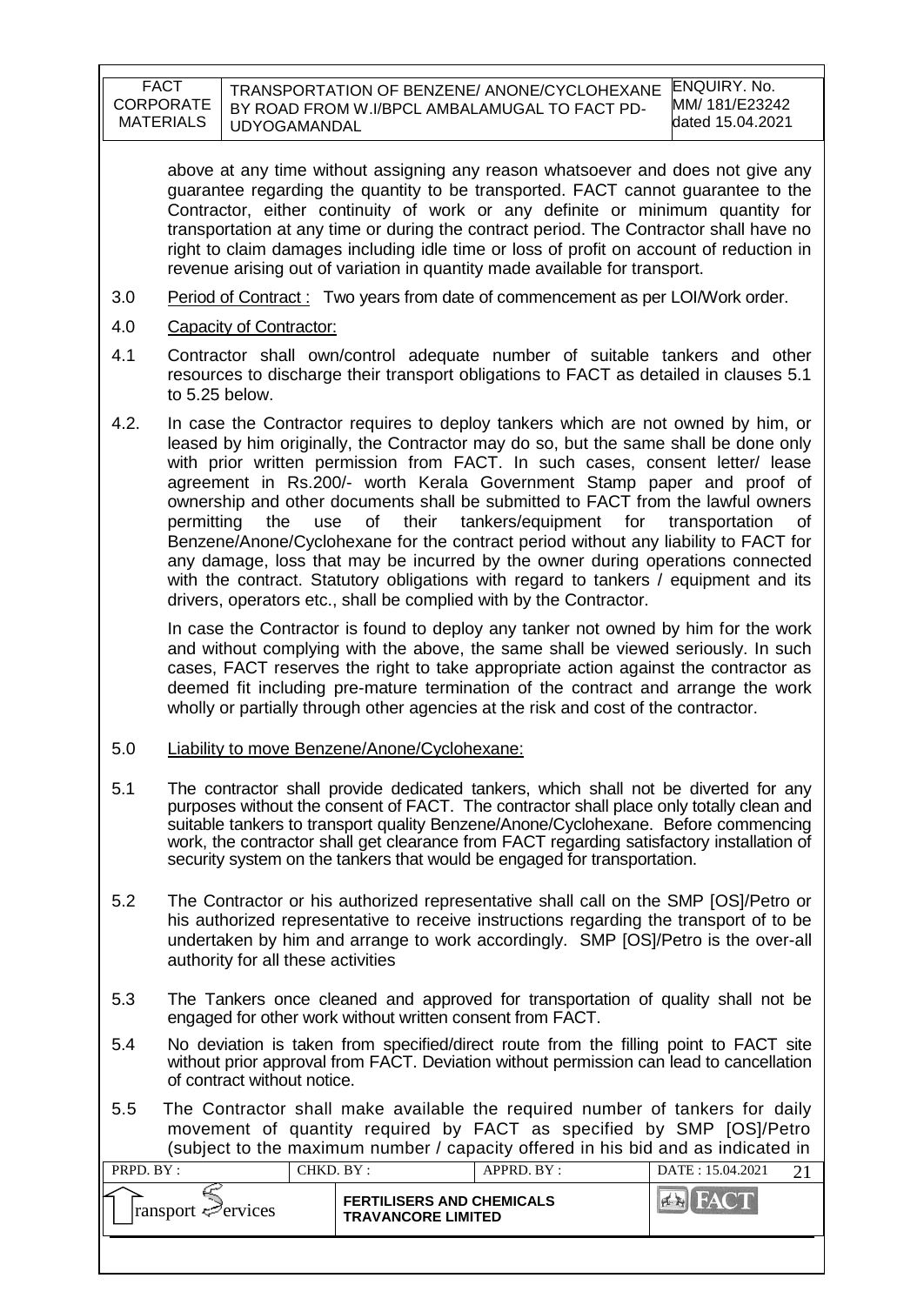above at any time without assigning any reason whatsoever and does not give any guarantee regarding the quantity to be transported. FACT cannot guarantee to the Contractor, either continuity of work or any definite or minimum quantity for transportation at any time or during the contract period. The Contractor shall have no right to claim damages including idle time or loss of profit on account of reduction in revenue arising out of variation in quantity made available for transport.

3.0 Period of Contract : Two years from date of commencement as per LOI/Work order.

4.0 Capacity of Contractor:

4.1 Contractor shall own/control adequate number of suitable tankers and other resources to discharge their transport obligations to FACT as detailed in clauses 5.1 to 5.25 below.

4.2. In case the Contractor requires to deploy tankers which are not owned by him, or leased by him originally, the Contractor may do so, but the same shall be done only with prior written permission from FACT. In such cases, consent letter/ lease agreement in Rs.200/- worth Kerala Government Stamp paper and proof of ownership and other documents shall be submitted to FACT from the lawful owners permitting the use of their tankers/equipment for transportation of Benzene/Anone/Cyclohexane for the contract period without any liability to FACT for any damage, loss that may be incurred by the owner during operations connected with the contract. Statutory obligations with regard to tankers / equipment and its drivers, operators etc., shall be complied with by the Contractor.

In case the Contractor is found to deploy any tanker not owned by him for the work and without complying with the above, the same shall be viewed seriously. In such cases, FACT reserves the right to take appropriate action against the contractor as deemed fit including pre-mature termination of the contract and arrange the work wholly or partially through other agencies at the risk and cost of the contractor.

5.0 Liability to move Benzene/Anone/Cyclohexane:

5.1 The contractor shall provide dedicated tankers, which shall not be diverted for any purposes without the consent of FACT. The contractor shall place only totally clean and suitable tankers to transport quality Benzene/Anone/Cyclohexane. Before commencing work, the contractor shall get clearance from FACT regarding satisfactory installation of security system on the tankers that would be engaged for transportation.

5.2 The Contractor or his authorized representative shall call on the SMP [OS]/Petro or his authorized representative to receive instructions regarding the transport of to be undertaken by him and arrange to work accordingly. SMP [OS]/Petro is the over-all authority for all these activities

5.3 The Tankers once cleaned and approved for transportation of quality shall not be engaged for other work without written consent from FACT.

5.4 No deviation is taken from specified/direct route from the filling point to FACT site without prior approval from FACT. Deviation without permission can lead to cancellation of contract without notice.

5.5 The Contractor shall make available the required number of tankers for daily movement of quantity required by FACT as specified by SMP [OS]/Petro (subject to the maximum number / capacity offered in his bid and as indicated in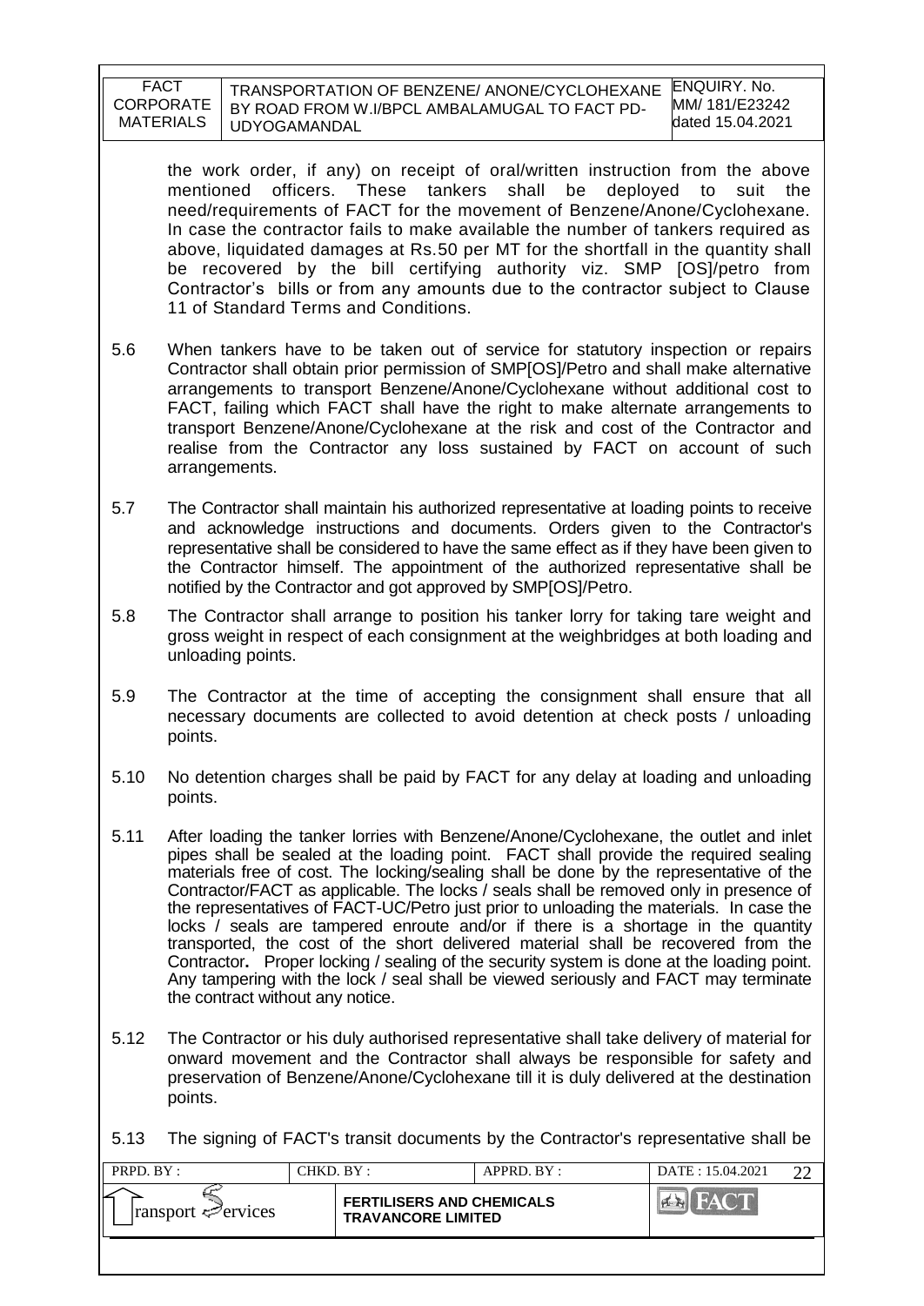the work order, if any) on receipt of oral/written instruction from the above mentioned officers. These tankers shall be deployed to suit the need/requirements of FACT for the movement of Benzene/Anone/Cyclohexane. In case the contractor fails to make available the number of tankers required as above, liquidated damages at Rs.50 per MT for the shortfall in the quantity shall be recovered by the bill certifying authority viz. SMP [OS]/petro from Contractor's bills or from any amounts due to the contractor subject to Clause 11 of Standard Terms and Conditions.

5.6 When tankers have to be taken out of service for statutory inspection or repairs Contractor shall obtain prior permission of SMP[OS]/Petro and shall make alternative arrangements to transport Benzene/Anone/Cyclohexane without additional cost to FACT, failing which FACT shall have the right to make alternate arrangements to transport Benzene/Anone/Cyclohexane at the risk and cost of the Contractor and realise from the Contractor any loss sustained by FACT on account of such arrangements.

5.7 The Contractor shall maintain his authorized representative at loading points to receive and acknowledge instructions and documents. Orders given to the Contractor's representative shall be considered to have the same effect as if they have been given to the Contractor himself. The appointment of the authorized representative shall be notified by the Contractor and got approved by SMP[OS]/Petro.

5.8 The Contractor shall arrange to position his tanker lorry for taking tare weight and gross weight in respect of each consignment at the weighbridges at both loading and unloading points.

5.9 The Contractor at the time of accepting the consignment shall ensure that all necessary documents are collected to avoid detention at check posts / unloading points.

5.10 No detention charges shall be paid by FACT for any delay at loading and unloading points.

5.11 After loading the tanker lorries with Benzene/Anone/Cyclohexane, the outlet and inlet pipes shall be sealed at the loading point. FACT shall provide the required sealing materials free of cost. The locking/sealing shall be done by the representative of the Contractor/FACT as applicable. The locks / seals shall be removed only in presence of the representatives of FACT-UC/Petro just prior to unloading the materials. In case the locks / seals are tampered enroute and/or if there is a shortage in the quantity transported, the cost of the short delivered material shall be recovered from the Contractor**.** Proper locking / sealing of the security system is done at the loading point. Any tampering with the lock / seal shall be viewed seriously and FACT may terminate the contract without any notice.

5.12 The Contractor or his duly authorised representative shall take delivery of material for onward movement and the Contractor shall always be responsible for safety and preservation of Benzene/Anone/Cyclohexane till it is duly delivered at the destination points.

5.13 The signing of FACT's transit documents by the Contractor's representative shall be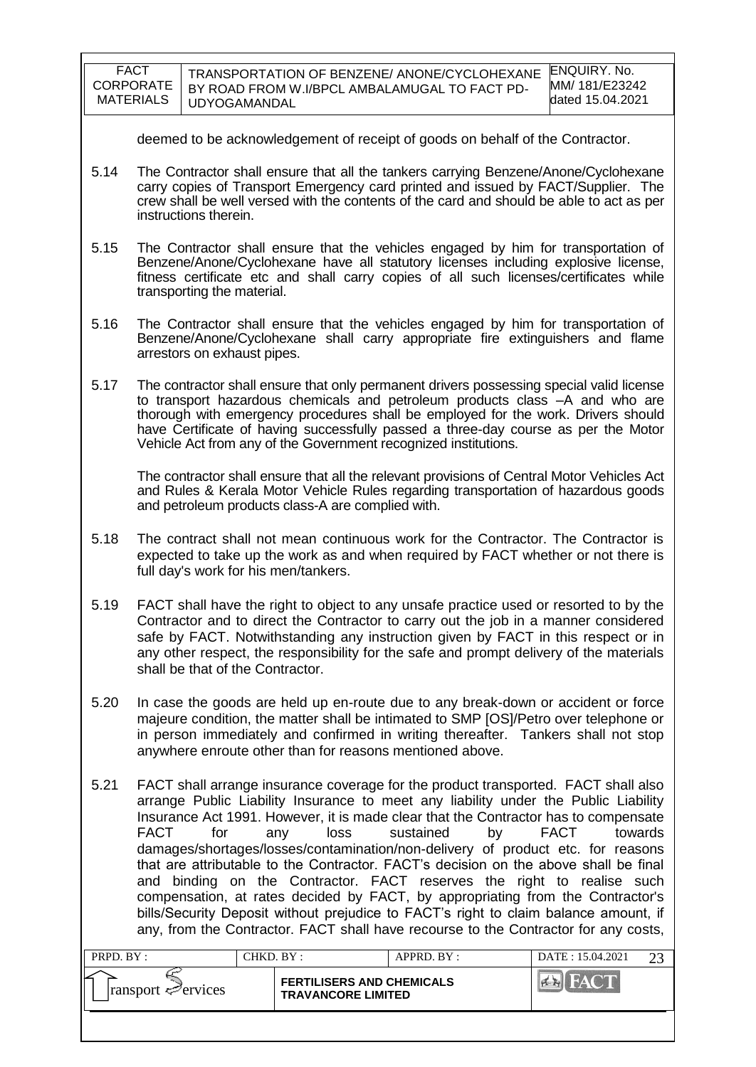deemed to be acknowledgement of receipt of goods on behalf of the Contractor.

5.14 The Contractor shall ensure that all the tankers carrying Benzene/Anone/Cyclohexane carry copies of Transport Emergency card printed and issued by FACT/Supplier. The crew shall be well versed with the contents of the card and should be able to act as per instructions therein.

5.15 The Contractor shall ensure that the vehicles engaged by him for transportation of Benzene/Anone/Cyclohexane have all statutory licenses including explosive license, fitness certificate etc and shall carry copies of all such licenses/certificates while transporting the material.

5.16 The Contractor shall ensure that the vehicles engaged by him for transportation of Benzene/Anone/Cyclohexane shall carry appropriate fire extinguishers and flame arrestors on exhaust pipes.

5.17 The contractor shall ensure that only permanent drivers possessing special valid license to transport hazardous chemicals and petroleum products class –A and who are thorough with emergency procedures shall be employed for the work. Drivers should have Certificate of having successfully passed a three-day course as per the Motor Vehicle Act from any of the Government recognized institutions.

The contractor shall ensure that all the relevant provisions of Central Motor Vehicles Act and Rules & Kerala Motor Vehicle Rules regarding transportation of hazardous goods and petroleum products class-A are complied with.

5.18 The contract shall not mean continuous work for the Contractor. The Contractor is expected to take up the work as and when required by FACT whether or not there is full day's work for his men/tankers.

5.19 FACT shall have the right to object to any unsafe practice used or resorted to by the Contractor and to direct the Contractor to carry out the job in a manner considered safe by FACT. Notwithstanding any instruction given by FACT in this respect or in any other respect, the responsibility for the safe and prompt delivery of the materials shall be that of the Contractor.

5.20 In case the goods are held up en-route due to any break-down or accident or force majeure condition, the matter shall be intimated to SMP [OS]/Petro over telephone or in person immediately and confirmed in writing thereafter. Tankers shall not stop anywhere enroute other than for reasons mentioned above.

5.21 FACT shall arrange insurance coverage for the product transported. FACT shall also arrange Public Liability Insurance to meet any liability under the Public Liability Insurance Act 1991. However, it is made clear that the Contractor has to compensate FACT for any loss sustained by FACT towards damages/shortages/losses/contamination/non-delivery of product etc. for reasons that are attributable to the Contractor. FACT's decision on the above shall be final and binding on the Contractor. FACT reserves the right to realise such compensation, at rates decided by FACT, by appropriating from the Contractor's bills/Security Deposit without prejudice to FACT's right to claim balance amount, if any, from the Contractor. FACT shall have recourse to the Contractor for any costs,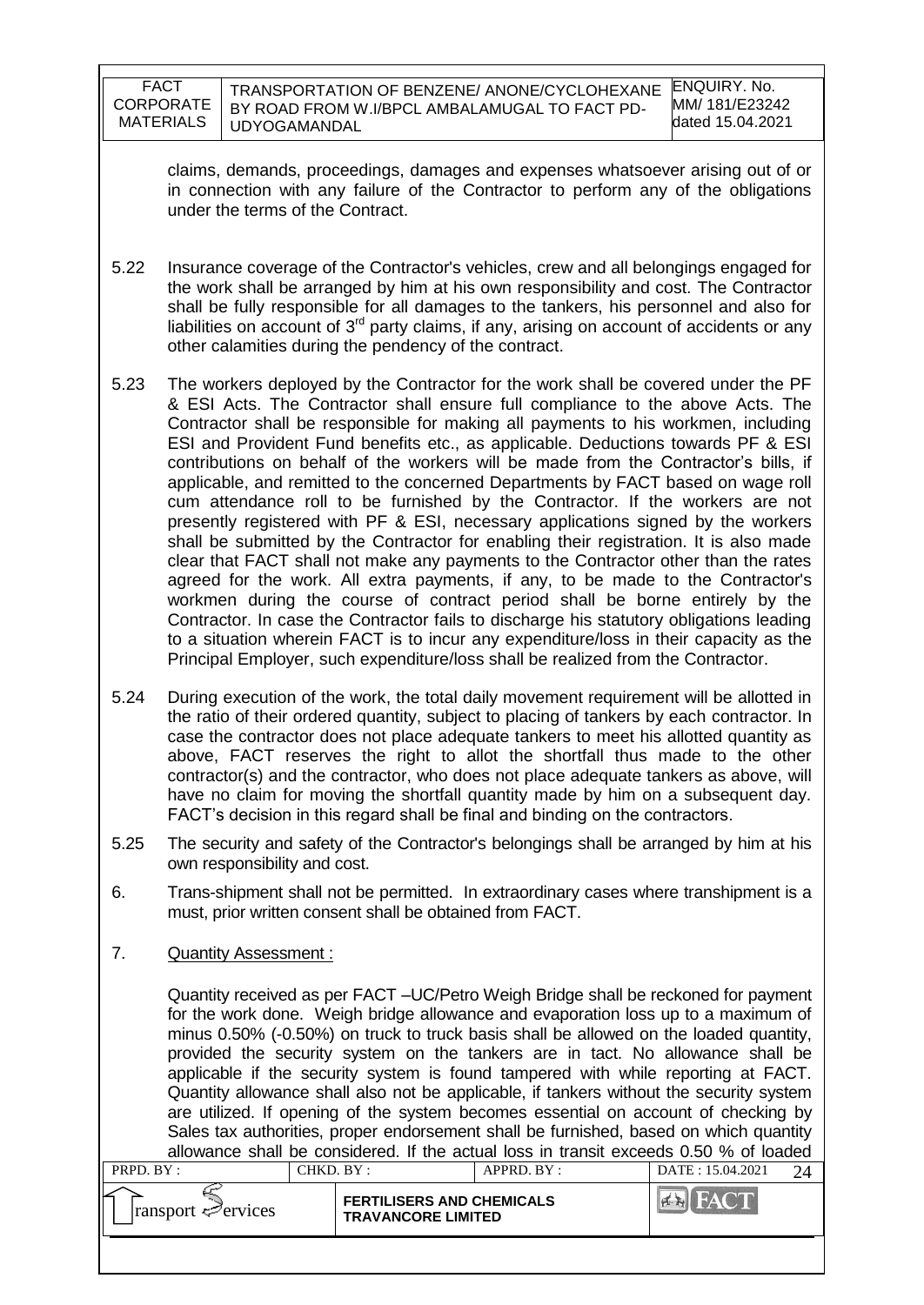claims, demands, proceedings, damages and expenses whatsoever arising out of or in connection with any failure of the Contractor to perform any of the obligations under the terms of the Contract.

5.22 Insurance coverage of the Contractor's vehicles, crew and all belongings engaged for the work shall be arranged by him at his own responsibility and cost. The Contractor shall be fully responsible for all damages to the tankers, his personnel and also for liabilities on account of 3rd party claims, if any, arising on account of accidents or any other calamities during the pendency of the contract.

5.23 The workers deployed by the Contractor for the work shall be covered under the PF & ESI Acts. The Contractor shall ensure full compliance to the above Acts. The Contractor shall be responsible for making all payments to his workmen, including ESI and Provident Fund benefits etc., as applicable. Deductions towards PF & ESI contributions on behalf of the workers will be made from the Contractor's bills, if applicable, and remitted to the concerned Departments by FACT based on wage roll cum attendance roll to be furnished by the Contractor. If the workers are not presently registered with PF & ESI, necessary applications signed by the workers shall be submitted by the Contractor for enabling their registration. It is also made clear that FACT shall not make any payments to the Contractor other than the rates agreed for the work. All extra payments, if any, to be made to the Contractor's workmen during the course of contract period shall be borne entirely by the Contractor. In case the Contractor fails to discharge his statutory obligations leading to a situation wherein FACT is to incur any expenditure/loss in their capacity as the Principal Employer, such expenditure/loss shall be realized from the Contractor.

5.24 During execution of the work, the total daily movement requirement will be allotted in the ratio of their ordered quantity, subject to placing of tankers by each contractor. In case the contractor does not place adequate tankers to meet his allotted quantity as above, FACT reserves the right to allot the shortfall thus made to the other contractor(s) and the contractor, who does not place adequate tankers as above, will have no claim for moving the shortfall quantity made by him on a subsequent day. FACT's decision in this regard shall be final and binding on the contractors.

5.25 The security and safety of the Contractor's belongings shall be arranged by him at his own responsibility and cost.

6. Trans-shipment shall not be permitted. In extraordinary cases where transhipment is a must, prior written consent shall be obtained from FACT.

7. Quantity Assessment :

Quantity received as per FACT –UC/Petro Weigh Bridge shall be reckoned for payment for the work done. Weigh bridge allowance and evaporation loss up to a maximum of minus 0.50% (-0.50%) on truck to truck basis shall be allowed on the loaded quantity, provided the security system on the tankers are in tact. No allowance shall be applicable if the security system is found tampered with while reporting at FACT. Quantity allowance shall also not be applicable, if tankers without the security system are utilized. If opening of the system becomes essential on account of checking by Sales tax authorities, proper endorsement shall be furnished, based on which quantity allowance shall be considered. If the actual loss in transit exceeds 0.50 % of loaded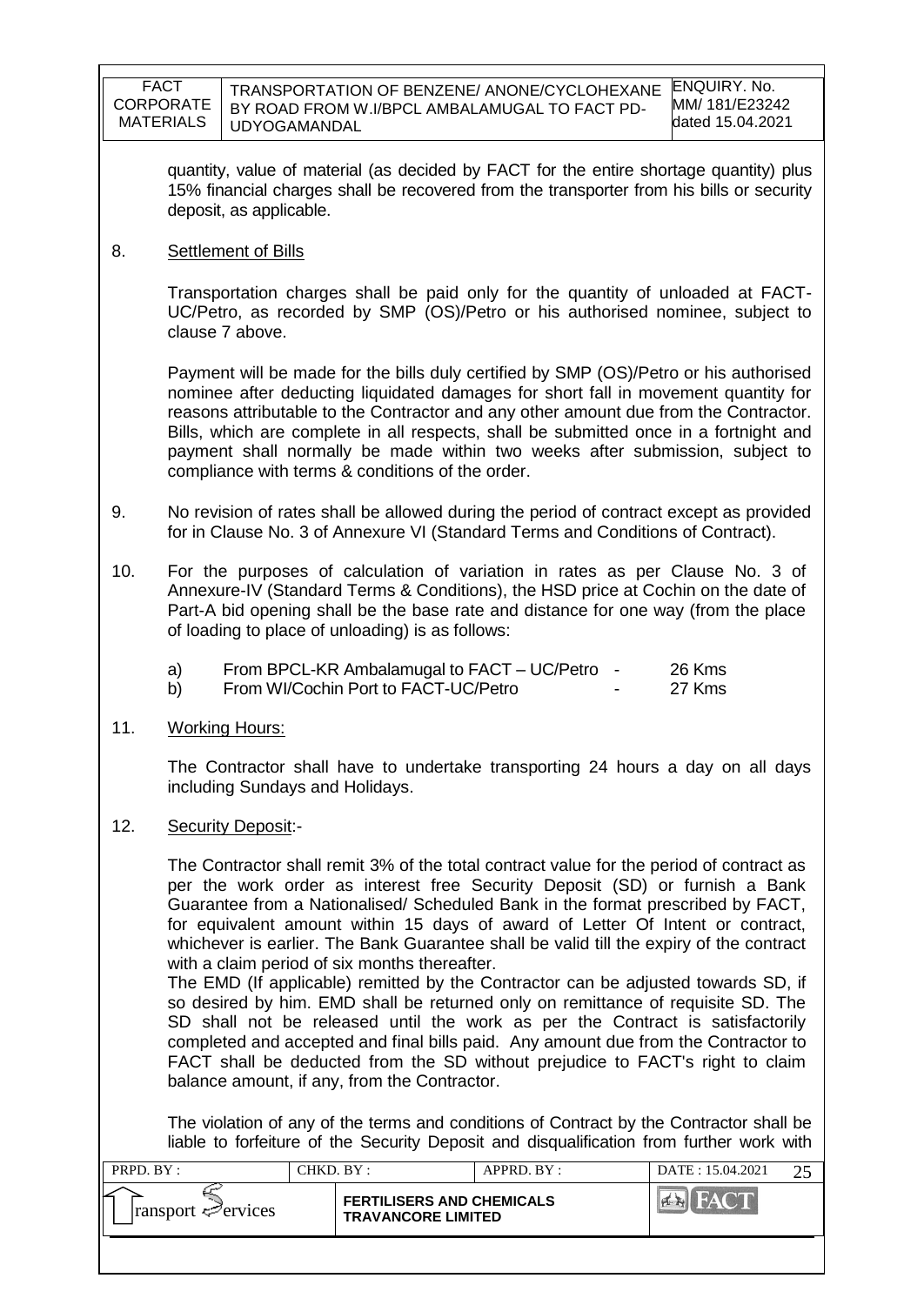quantity, value of material (as decided by FACT for the entire shortage quantity) plus 15% financial charges shall be recovered from the transporter from his bills or security deposit, as applicable.

8. Settlement of Bills

Transportation charges shall be paid only for the quantity of unloaded at FACT-UC/Petro, as recorded by SMP (OS)/Petro or his authorised nominee, subject to clause 7 above.

Payment will be made for the bills duly certified by SMP (OS)/Petro or his authorised nominee after deducting liquidated damages for short fall in movement quantity for reasons attributable to the Contractor and any other amount due from the Contractor. Bills, which are complete in all respects, shall be submitted once in a fortnight and payment shall normally be made within two weeks after submission, subject to compliance with terms & conditions of the order.

9. No revision of rates shall be allowed during the period of contract except as provided for in Clause No. 3 of Annexure VI (Standard Terms and Conditions of Contract).

10. For the purposes of calculation of variation in rates as per Clause No. 3 of Annexure-IV (Standard Terms & Conditions), the HSD price at Cochin on the date of Part-A bid opening shall be the base rate and distance for one way (from the place of loading to place of unloading) is as follows:

    a) From BPCL-KR Ambalamugal to FACT – UC/Petro - 26 Kms
    b) From WI/Cochin Port to FACT-UC/Petro - 27 Kms

11. Working Hours:

The Contractor shall have to undertake transporting 24 hours a day on all days including Sundays and Holidays.

12. Security Deposit:-

The Contractor shall remit 3% of the total contract value for the period of contract as per the work order as interest free Security Deposit (SD) or furnish a Bank Guarantee from a Nationalised/ Scheduled Bank in the format prescribed by FACT, for equivalent amount within 15 days of award of Letter Of Intent or contract, whichever is earlier. The Bank Guarantee shall be valid till the expiry of the contract with a claim period of six months thereafter.

The EMD (If applicable) remitted by the Contractor can be adjusted towards SD, if so desired by him. EMD shall be returned only on remittance of requisite SD. The SD shall not be released until the work as per the Contract is satisfactorily completed and accepted and final bills paid. Any amount due from the Contractor to FACT shall be deducted from the SD without prejudice to FACT's right to claim balance amount, if any, from the Contractor.

The violation of any of the terms and conditions of Contract by the Contractor shall be liable to forfeiture of the Security Deposit and disqualification from further work with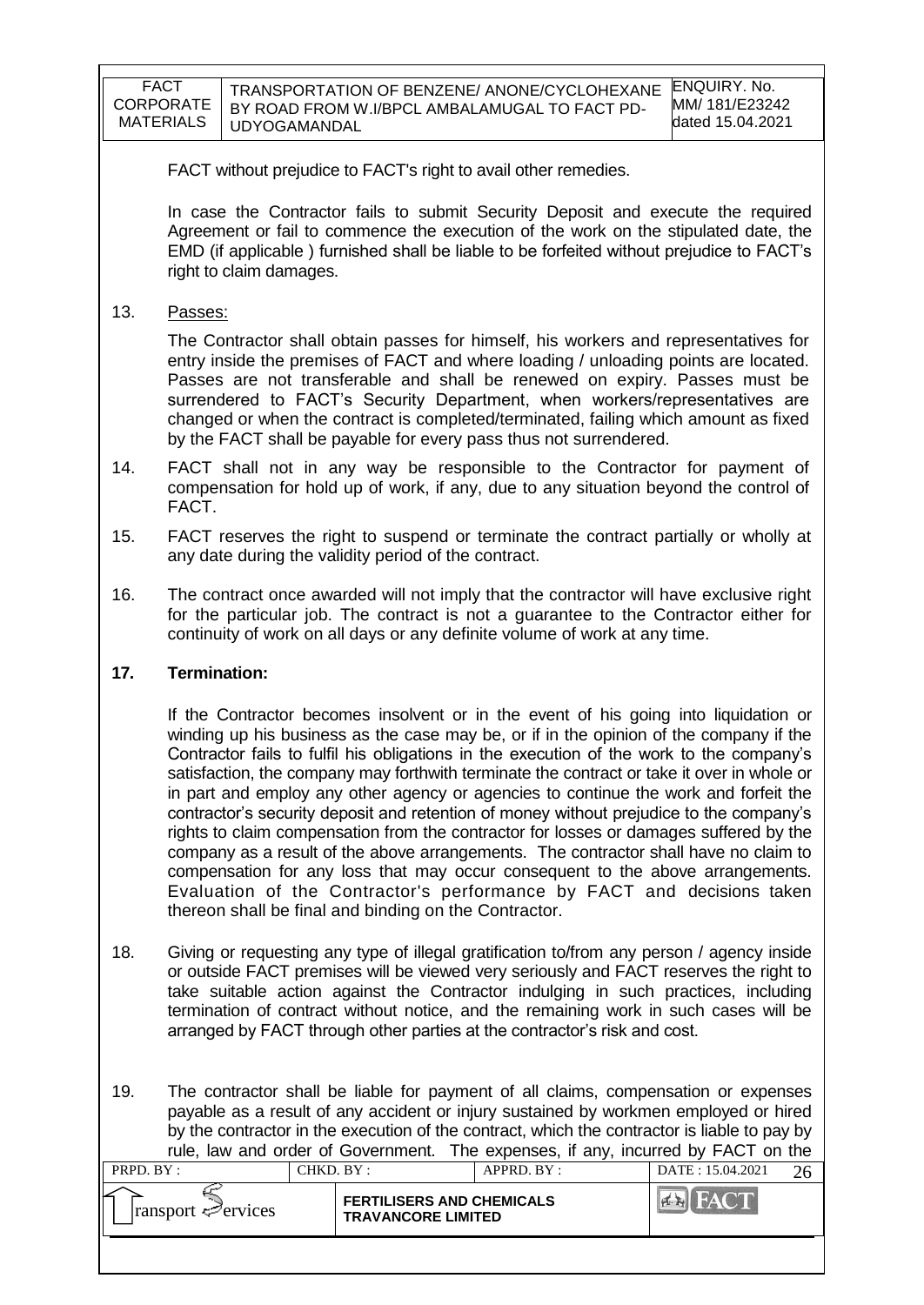FACT without prejudice to FACT's right to avail other remedies.

In case the Contractor fails to submit Security Deposit and execute the required Agreement or fail to commence the execution of the work on the stipulated date, the EMD (if applicable ) furnished shall be liable to be forfeited without prejudice to FACT's right to claim damages.

13. Passes:

The Contractor shall obtain passes for himself, his workers and representatives for entry inside the premises of FACT and where loading / unloading points are located. Passes are not transferable and shall be renewed on expiry. Passes must be surrendered to FACT's Security Department, when workers/representatives are changed or when the contract is completed/terminated, failing which amount as fixed by the FACT shall be payable for every pass thus not surrendered.

14. FACT shall not in any way be responsible to the Contractor for payment of compensation for hold up of work, if any, due to any situation beyond the control of FACT.

15. FACT reserves the right to suspend or terminate the contract partially or wholly at any date during the validity period of the contract.

16. The contract once awarded will not imply that the contractor will have exclusive right for the particular job. The contract is not a guarantee to the Contractor either for continuity of work on all days or any definite volume of work at any time.

**17. Termination:**

If the Contractor becomes insolvent or in the event of his going into liquidation or winding up his business as the case may be, or if in the opinion of the company if the Contractor fails to fulfil his obligations in the execution of the work to the company's satisfaction, the company may forthwith terminate the contract or take it over in whole or in part and employ any other agency or agencies to continue the work and forfeit the contractor's security deposit and retention of money without prejudice to the company's rights to claim compensation from the contractor for losses or damages suffered by the company as a result of the above arrangements. The contractor shall have no claim to compensation for any loss that may occur consequent to the above arrangements. Evaluation of the Contractor's performance by FACT and decisions taken thereon shall be final and binding on the Contractor.

18. Giving or requesting any type of illegal gratification to/from any person / agency inside or outside FACT premises will be viewed very seriously and FACT reserves the right to take suitable action against the Contractor indulging in such practices, including termination of contract without notice, and the remaining work in such cases will be arranged by FACT through other parties at the contractor's risk and cost.

19. The contractor shall be liable for payment of all claims, compensation or expenses payable as a result of any accident or injury sustained by workmen employed or hired by the contractor in the execution of the contract, which the contractor is liable to pay by rule, law and order of Government. The expenses, if any, incurred by FACT on the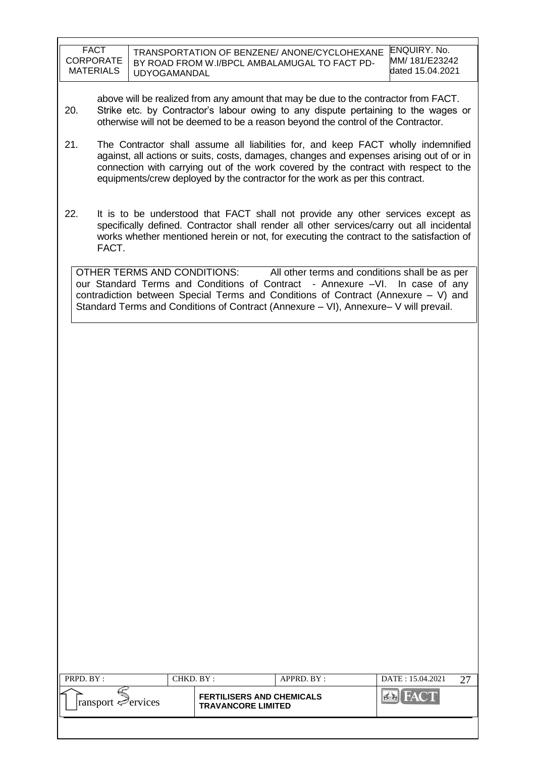above will be realized from any amount that may be due to the contractor from FACT.

20. Strike etc. by Contractor's labour owing to any dispute pertaining to the wages or otherwise will not be deemed to be a reason beyond the control of the Contractor.

21. The Contractor shall assume all liabilities for, and keep FACT wholly indemnified against, all actions or suits, costs, damages, changes and expenses arising out of or in connection with carrying out of the work covered by the contract with respect to the equipments/crew deployed by the contractor for the work as per this contract.

22. It is to be understood that FACT shall not provide any other services except as specifically defined. Contractor shall render all other services/carry out all incidental works whether mentioned herein or not, for executing the contract to the satisfaction of FACT.

OTHER TERMS AND CONDITIONS: All other terms and conditions shall be as per our Standard Terms and Conditions of Contract - Annexure –VI. In case of any contradiction between Special Terms and Conditions of Contract (Annexure – V) and Standard Terms and Conditions of Contract (Annexure – VI), Annexure– V will prevail.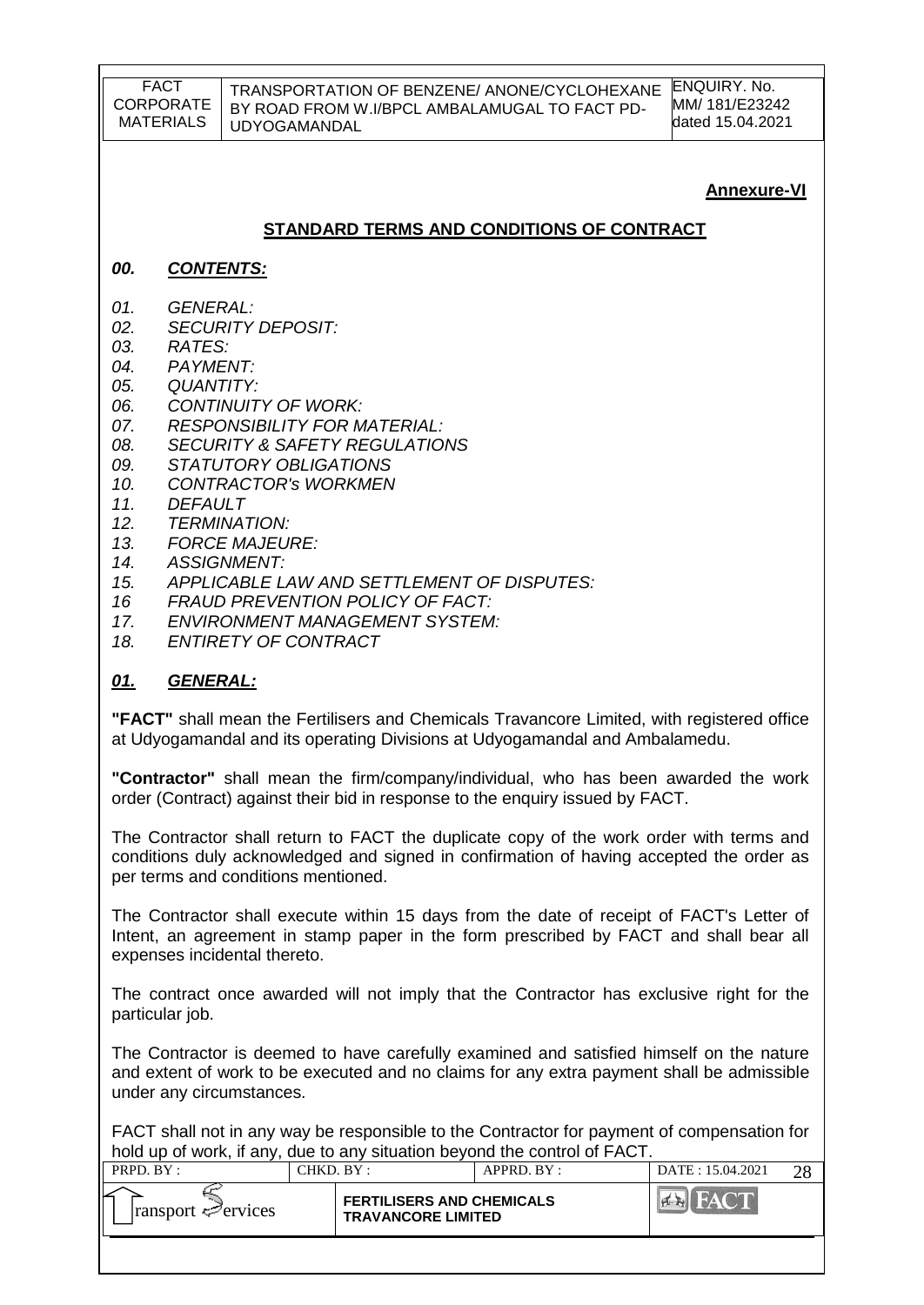**Annexure-VI**

## STANDARD TERMS AND CONDITIONS OF CONTRACT

### *00. CONTENTS:*

*01. GENERAL:*
*02. SECURITY DEPOSIT:*
*03. RATES:*
*04. PAYMENT:*
*05. QUANTITY:*
*06. CONTINUITY OF WORK:*
*07. RESPONSIBILITY FOR MATERIAL:*
*08. SECURITY & SAFETY REGULATIONS*
*09. STATUTORY OBLIGATIONS*
*10. CONTRACTOR's WORKMEN*
*11. DEFAULT*
*12. TERMINATION:*
*13. FORCE MAJEURE:*
*14. ASSIGNMENT:*
*15. APPLICABLE LAW AND SETTLEMENT OF DISPUTES:*
*16 FRAUD PREVENTION POLICY OF FACT:*
*17. ENVIRONMENT MANAGEMENT SYSTEM:*
*18. ENTIRETY OF CONTRACT*

### *01. GENERAL:*

**"FACT"** shall mean the Fertilisers and Chemicals Travancore Limited, with registered office at Udyogamandal and its operating Divisions at Udyogamandal and Ambalamedu.

**"Contractor"** shall mean the firm/company/individual, who has been awarded the work order (Contract) against their bid in response to the enquiry issued by FACT.

The Contractor shall return to FACT the duplicate copy of the work order with terms and conditions duly acknowledged and signed in confirmation of having accepted the order as per terms and conditions mentioned.

The Contractor shall execute within 15 days from the date of receipt of FACT's Letter of Intent, an agreement in stamp paper in the form prescribed by FACT and shall bear all expenses incidental thereto.

The contract once awarded will not imply that the Contractor has exclusive right for the particular job.

The Contractor is deemed to have carefully examined and satisfied himself on the nature and extent of work to be executed and no claims for any extra payment shall be admissible under any circumstances.

FACT shall not in any way be responsible to the Contractor for payment of compensation for hold up of work, if any, due to any situation beyond the control of FACT.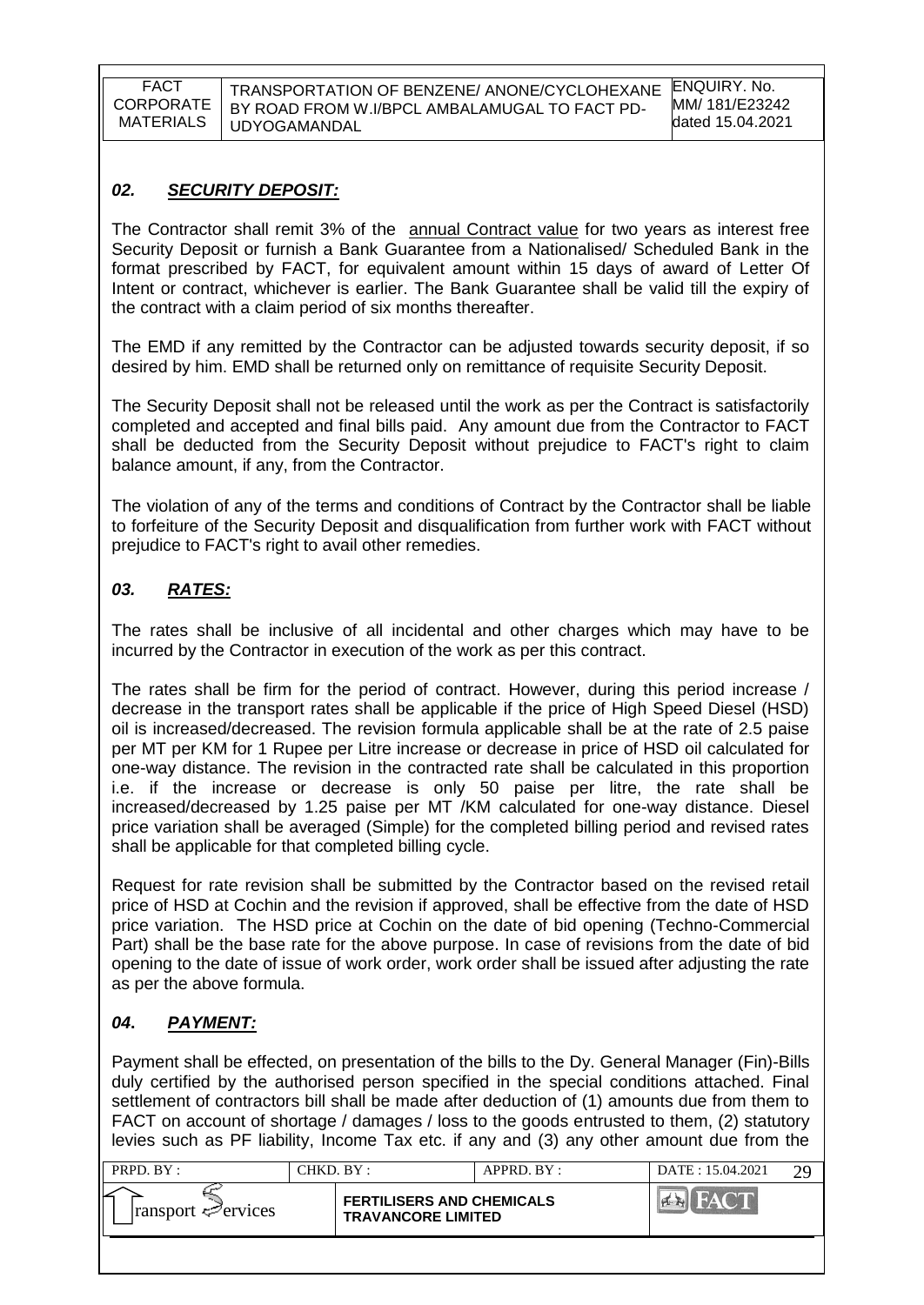## *02. SECURITY DEPOSIT:*

The Contractor shall remit 3% of the annual Contract value for two years as interest free Security Deposit or furnish a Bank Guarantee from a Nationalised/ Scheduled Bank in the format prescribed by FACT, for equivalent amount within 15 days of award of Letter Of Intent or contract, whichever is earlier. The Bank Guarantee shall be valid till the expiry of the contract with a claim period of six months thereafter.

The EMD if any remitted by the Contractor can be adjusted towards security deposit, if so desired by him. EMD shall be returned only on remittance of requisite Security Deposit.

The Security Deposit shall not be released until the work as per the Contract is satisfactorily completed and accepted and final bills paid. Any amount due from the Contractor to FACT shall be deducted from the Security Deposit without prejudice to FACT's right to claim balance amount, if any, from the Contractor.

The violation of any of the terms and conditions of Contract by the Contractor shall be liable to forfeiture of the Security Deposit and disqualification from further work with FACT without prejudice to FACT's right to avail other remedies.

## *03. RATES:*

The rates shall be inclusive of all incidental and other charges which may have to be incurred by the Contractor in execution of the work as per this contract.

The rates shall be firm for the period of contract. However, during this period increase / decrease in the transport rates shall be applicable if the price of High Speed Diesel (HSD) oil is increased/decreased. The revision formula applicable shall be at the rate of 2.5 paise per MT per KM for 1 Rupee per Litre increase or decrease in price of HSD oil calculated for one-way distance. The revision in the contracted rate shall be calculated in this proportion i.e. if the increase or decrease is only 50 paise per litre, the rate shall be increased/decreased by 1.25 paise per MT /KM calculated for one-way distance. Diesel price variation shall be averaged (Simple) for the completed billing period and revised rates shall be applicable for that completed billing cycle.

Request for rate revision shall be submitted by the Contractor based on the revised retail price of HSD at Cochin and the revision if approved, shall be effective from the date of HSD price variation. The HSD price at Cochin on the date of bid opening (Techno-Commercial Part) shall be the base rate for the above purpose. In case of revisions from the date of bid opening to the date of issue of work order, work order shall be issued after adjusting the rate as per the above formula.

## *04. PAYMENT:*

Payment shall be effected, on presentation of the bills to the Dy. General Manager (Fin)-Bills duly certified by the authorised person specified in the special conditions attached. Final settlement of contractors bill shall be made after deduction of (1) amounts due from them to FACT on account of shortage / damages / loss to the goods entrusted to them, (2) statutory levies such as PF liability, Income Tax etc. if any and (3) any other amount due from the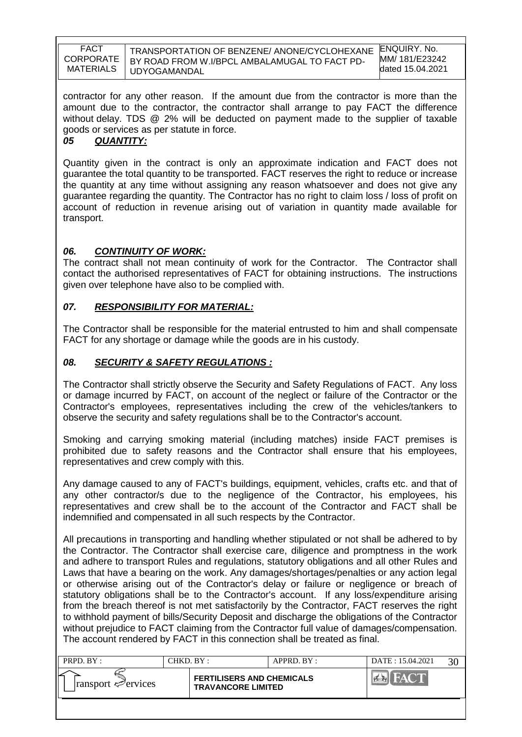contractor for any other reason. If the amount due from the contractor is more than the amount due to the contractor, the contractor shall arrange to pay FACT the difference without delay. TDS @ 2% will be deducted on payment made to the supplier of taxable goods or services as per statute in force.

### *05 QUANTITY:*

Quantity given in the contract is only an approximate indication and FACT does not guarantee the total quantity to be transported. FACT reserves the right to reduce or increase the quantity at any time without assigning any reason whatsoever and does not give any guarantee regarding the quantity. The Contractor has no right to claim loss / loss of profit on account of reduction in revenue arising out of variation in quantity made available for transport.

### *06. CONTINUITY OF WORK:*

The contract shall not mean continuity of work for the Contractor. The Contractor shall contact the authorised representatives of FACT for obtaining instructions. The instructions given over telephone have also to be complied with.

### *07. RESPONSIBILITY FOR MATERIAL:*

The Contractor shall be responsible for the material entrusted to him and shall compensate FACT for any shortage or damage while the goods are in his custody.

### *08. SECURITY & SAFETY REGULATIONS :*

The Contractor shall strictly observe the Security and Safety Regulations of FACT. Any loss or damage incurred by FACT, on account of the neglect or failure of the Contractor or the Contractor's employees, representatives including the crew of the vehicles/tankers to observe the security and safety regulations shall be to the Contractor's account.

Smoking and carrying smoking material (including matches) inside FACT premises is prohibited due to safety reasons and the Contractor shall ensure that his employees, representatives and crew comply with this.

Any damage caused to any of FACT's buildings, equipment, vehicles, crafts etc. and that of any other contractor/s due to the negligence of the Contractor, his employees, his representatives and crew shall be to the account of the Contractor and FACT shall be indemnified and compensated in all such respects by the Contractor.

All precautions in transporting and handling whether stipulated or not shall be adhered to by the Contractor. The Contractor shall exercise care, diligence and promptness in the work and adhere to transport Rules and regulations, statutory obligations and all other Rules and Laws that have a bearing on the work. Any damages/shortages/penalties or any action legal or otherwise arising out of the Contractor's delay or failure or negligence or breach of statutory obligations shall be to the Contractor's account. If any loss/expenditure arising from the breach thereof is not met satisfactorily by the Contractor, FACT reserves the right to withhold payment of bills/Security Deposit and discharge the obligations of the Contractor without prejudice to FACT claiming from the Contractor full value of damages/compensation. The account rendered by FACT in this connection shall be treated as final.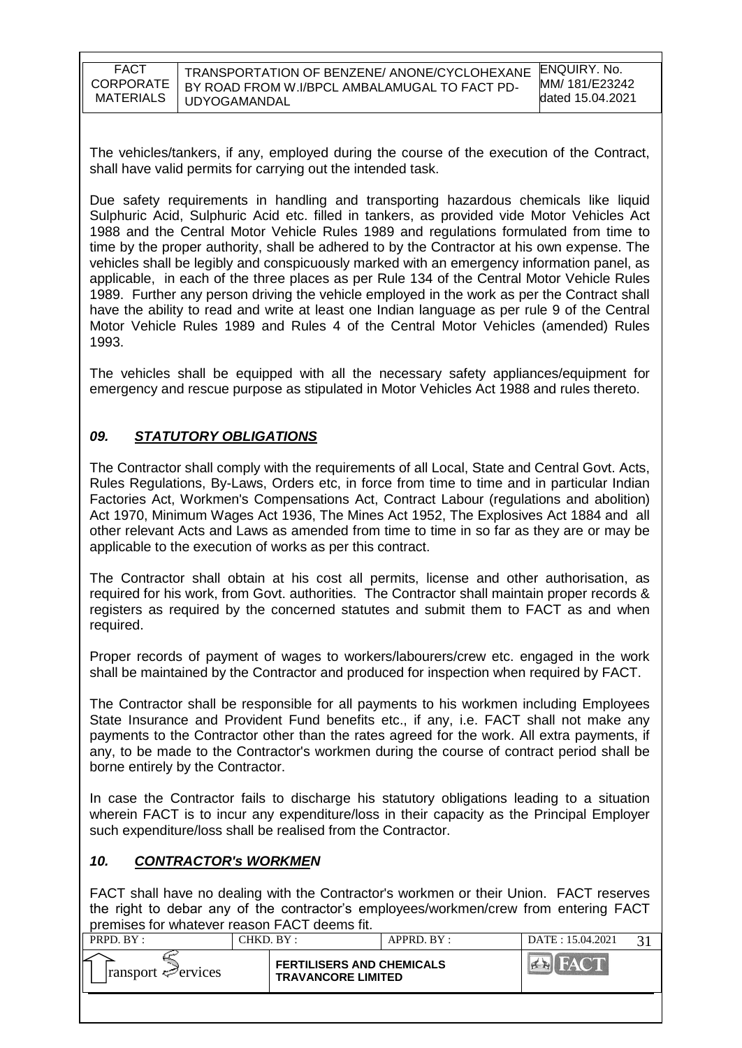The vehicles/tankers, if any, employed during the course of the execution of the Contract, shall have valid permits for carrying out the intended task.

Due safety requirements in handling and transporting hazardous chemicals like liquid Sulphuric Acid, Sulphuric Acid etc. filled in tankers, as provided vide Motor Vehicles Act 1988 and the Central Motor Vehicle Rules 1989 and regulations formulated from time to time by the proper authority, shall be adhered to by the Contractor at his own expense. The vehicles shall be legibly and conspicuously marked with an emergency information panel, as applicable, in each of the three places as per Rule 134 of the Central Motor Vehicle Rules 1989. Further any person driving the vehicle employed in the work as per the Contract shall have the ability to read and write at least one Indian language as per rule 9 of the Central Motor Vehicle Rules 1989 and Rules 4 of the Central Motor Vehicles (amended) Rules 1993.

The vehicles shall be equipped with all the necessary safety appliances/equipment for emergency and rescue purpose as stipulated in Motor Vehicles Act 1988 and rules thereto.

## *09. STATUTORY OBLIGATIONS*

The Contractor shall comply with the requirements of all Local, State and Central Govt. Acts, Rules Regulations, By-Laws, Orders etc, in force from time to time and in particular Indian Factories Act, Workmen's Compensations Act, Contract Labour (regulations and abolition) Act 1970, Minimum Wages Act 1936, The Mines Act 1952, The Explosives Act 1884 and all other relevant Acts and Laws as amended from time to time in so far as they are or may be applicable to the execution of works as per this contract.

The Contractor shall obtain at his cost all permits, license and other authorisation, as required for his work, from Govt. authorities. The Contractor shall maintain proper records & registers as required by the concerned statutes and submit them to FACT as and when required.

Proper records of payment of wages to workers/labourers/crew etc. engaged in the work shall be maintained by the Contractor and produced for inspection when required by FACT.

The Contractor shall be responsible for all payments to his workmen including Employees State Insurance and Provident Fund benefits etc., if any, i.e. FACT shall not make any payments to the Contractor other than the rates agreed for the work. All extra payments, if any, to be made to the Contractor's workmen during the course of contract period shall be borne entirely by the Contractor.

In case the Contractor fails to discharge his statutory obligations leading to a situation wherein FACT is to incur any expenditure/loss in their capacity as the Principal Employer such expenditure/loss shall be realised from the Contractor.

## *10. CONTRACTOR's WORKMEN*

FACT shall have no dealing with the Contractor's workmen or their Union. FACT reserves the right to debar any of the contractor's employees/workmen/crew from entering FACT premises for whatever reason FACT deems fit.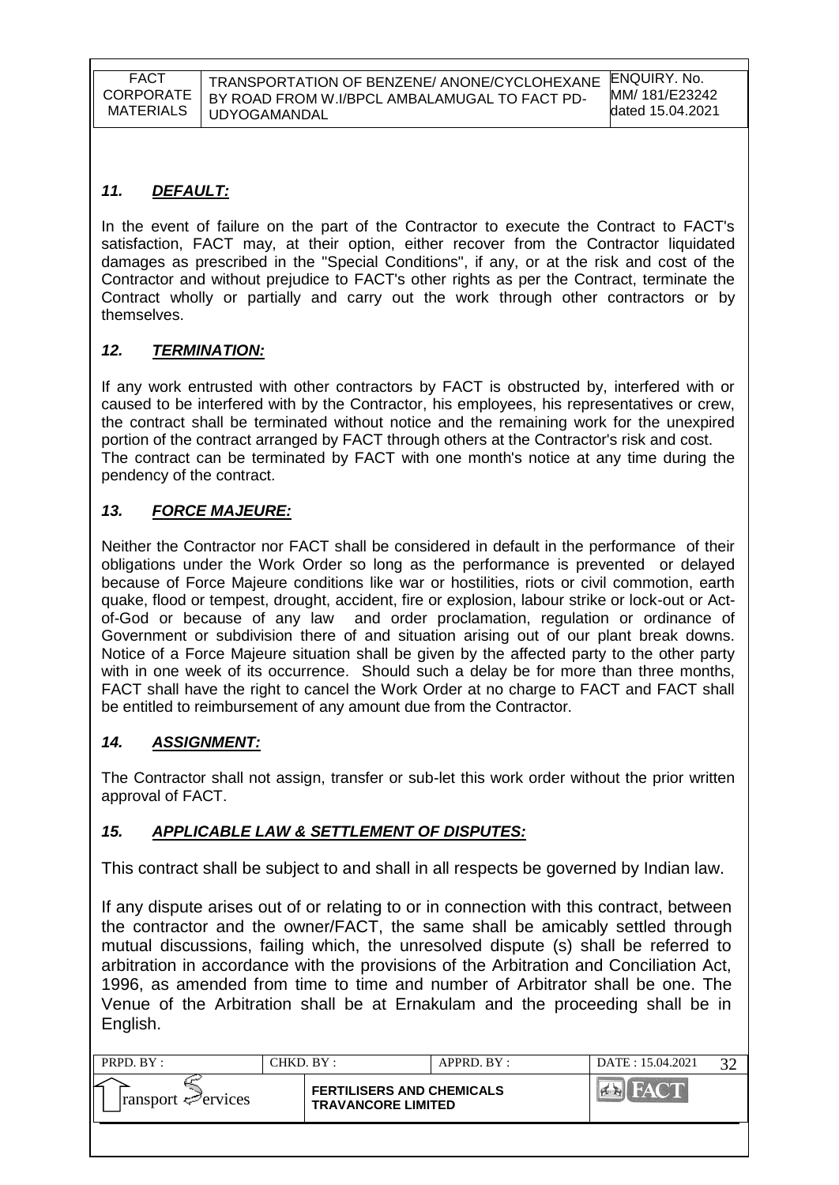## *11. DEFAULT:*

In the event of failure on the part of the Contractor to execute the Contract to FACT's satisfaction, FACT may, at their option, either recover from the Contractor liquidated damages as prescribed in the "Special Conditions", if any, or at the risk and cost of the Contractor and without prejudice to FACT's other rights as per the Contract, terminate the Contract wholly or partially and carry out the work through other contractors or by themselves.

## *12. TERMINATION:*

If any work entrusted with other contractors by FACT is obstructed by, interfered with or caused to be interfered with by the Contractor, his employees, his representatives or crew, the contract shall be terminated without notice and the remaining work for the unexpired portion of the contract arranged by FACT through others at the Contractor's risk and cost.
The contract can be terminated by FACT with one month's notice at any time during the pendency of the contract.

## *13. FORCE MAJEURE:*

Neither the Contractor nor FACT shall be considered in default in the performance of their obligations under the Work Order so long as the performance is prevented or delayed because of Force Majeure conditions like war or hostilities, riots or civil commotion, earth quake, flood or tempest, drought, accident, fire or explosion, labour strike or lock-out or Act-of-God or because of any law and order proclamation, regulation or ordinance of Government or subdivision there of and situation arising out of our plant break downs. Notice of a Force Majeure situation shall be given by the affected party to the other party with in one week of its occurrence. Should such a delay be for more than three months, FACT shall have the right to cancel the Work Order at no charge to FACT and FACT shall be entitled to reimbursement of any amount due from the Contractor.

## *14. ASSIGNMENT:*

The Contractor shall not assign, transfer or sub-let this work order without the prior written approval of FACT.

## *15. APPLICABLE LAW & SETTLEMENT OF DISPUTES:*

This contract shall be subject to and shall in all respects be governed by Indian law.

If any dispute arises out of or relating to or in connection with this contract, between the contractor and the owner/FACT, the same shall be amicably settled through mutual discussions, failing which, the unresolved dispute (s) shall be referred to arbitration in accordance with the provisions of the Arbitration and Conciliation Act, 1996, as amended from time to time and number of Arbitrator shall be one. The Venue of the Arbitration shall be at Ernakulam and the proceeding shall be in English.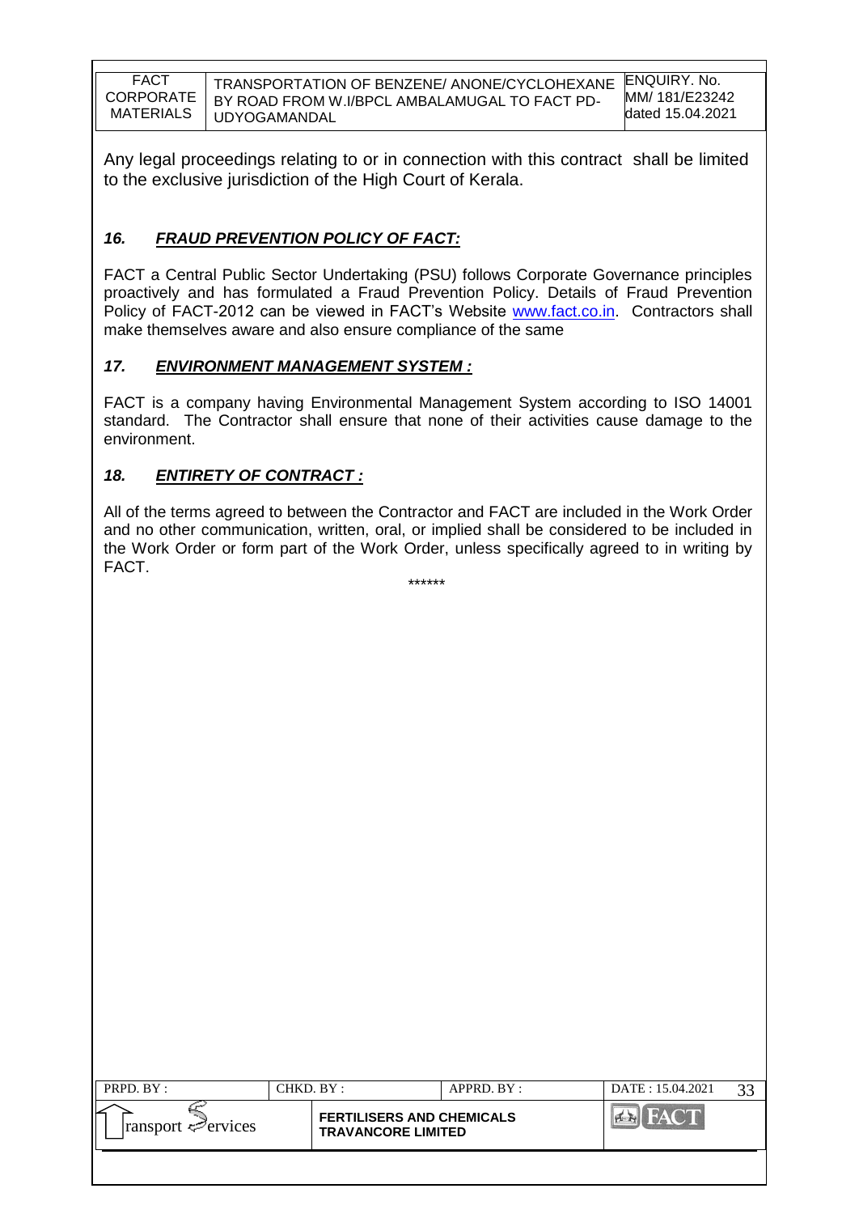Any legal proceedings relating to or in connection with this contract shall be limited to the exclusive jurisdiction of the High Court of Kerala.

### ***16. FRAUD PREVENTION POLICY OF FACT:***

FACT a Central Public Sector Undertaking (PSU) follows Corporate Governance principles proactively and has formulated a Fraud Prevention Policy. Details of Fraud Prevention Policy of FACT-2012 can be viewed in FACT's Website www.fact.co.in. Contractors shall make themselves aware and also ensure compliance of the same

### ***17. ENVIRONMENT MANAGEMENT SYSTEM :***

FACT is a company having Environmental Management System according to ISO 14001 standard. The Contractor shall ensure that none of their activities cause damage to the environment.

### ***18. ENTIRETY OF CONTRACT :***

All of the terms agreed to between the Contractor and FACT are included in the Work Order and no other communication, written, oral, or implied shall be considered to be included in the Work Order or form part of the Work Order, unless specifically agreed to in writing by FACT.

******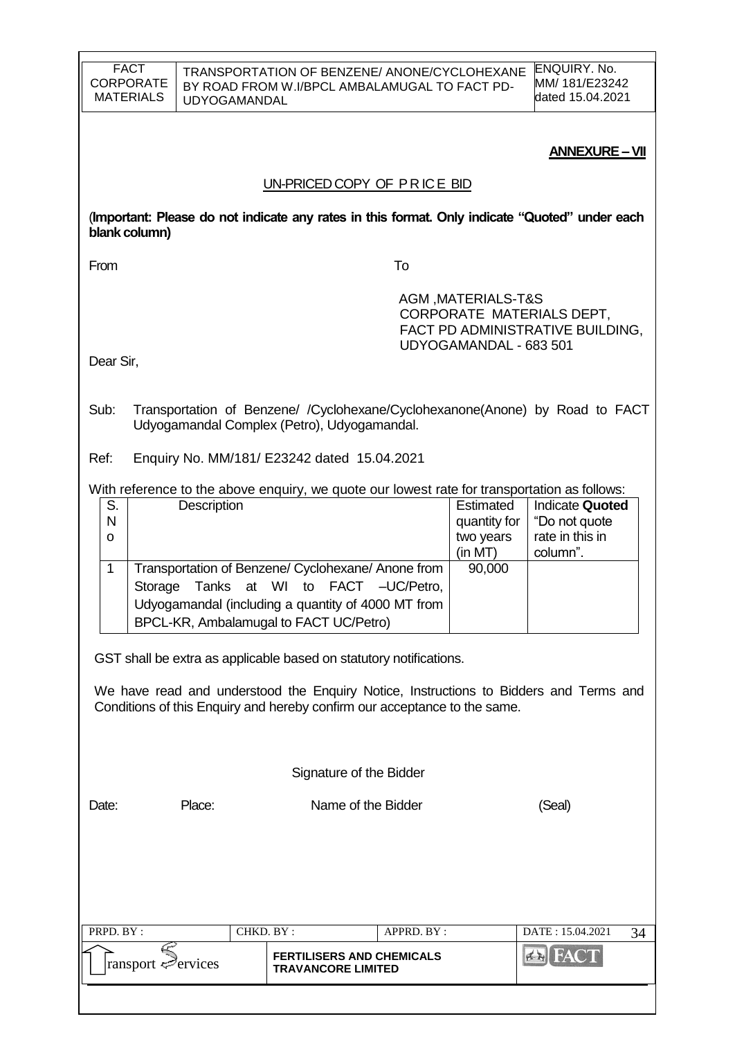**ANNEXURE – VII**

UN-PRICED COPY OF P R IC E BID

(**Important: Please do not indicate any rates in this format. Only indicate "Quoted" under each blank column)**

From

To

AGM ,MATERIALS-T&S
CORPORATE MATERIALS DEPT,
FACT PD ADMINISTRATIVE BUILDING,
UDYOGAMANDAL - 683 501

Dear Sir,

Sub: Transportation of Benzene/ /Cyclohexane/Cyclohexanone(Anone) by Road to FACT Udyogamandal Complex (Petro), Udyogamandal.

Ref: Enquiry No. MM/181/ E23242 dated 15.04.2021

With reference to the above enquiry, we quote our lowest rate for transportation as follows:

| S. No | Description | Estimated quantity for two years (in MT) | Indicate **Quoted** "Do not quote rate in this in column". |
|---|---|---|---|
| 1 | Transportation of Benzene/ Cyclohexane/ Anone from Storage Tanks at WI to FACT –UC/Petro, Udyogamandal (including a quantity of 4000 MT from BPCL-KR, Ambalamugal to FACT UC/Petro) | 90,000 | |

GST shall be extra as applicable based on statutory notifications.

We have read and understood the Enquiry Notice, Instructions to Bidders and Terms and Conditions of this Enquiry and hereby confirm our acceptance to the same.

Signature of the Bidder

Date: Place: Name of the Bidder (Seal)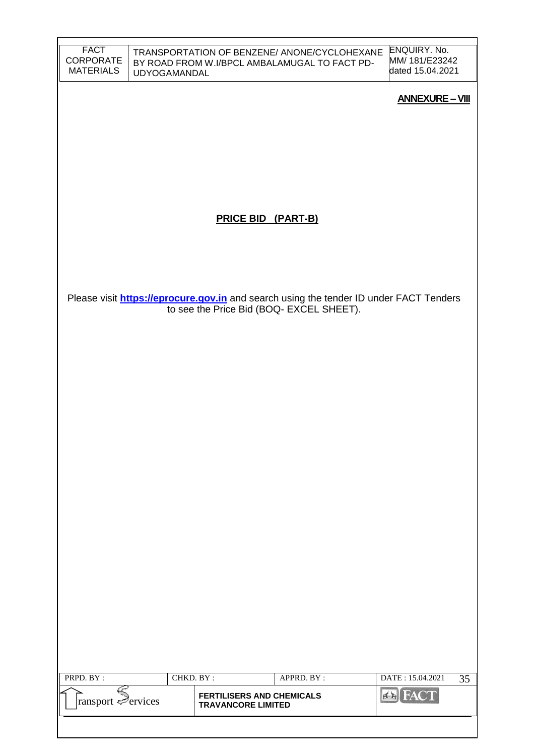## ANNEXURE – VIII

## PRICE BID (PART-B)

Please visit **https://eprocure.gov.in** and search using the tender ID under FACT Tenders to see the Price Bid (BOQ- EXCEL SHEET).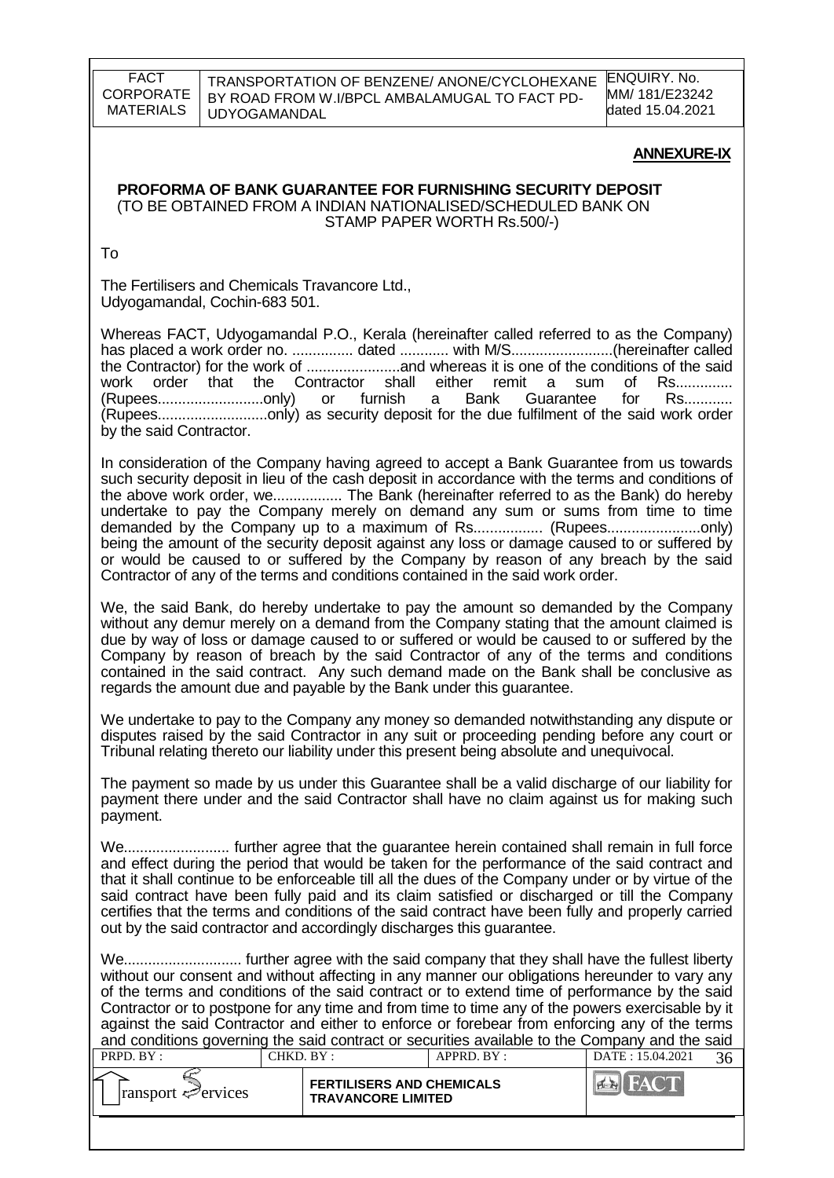**ANNEXURE-IX**

**PROFORMA OF BANK GUARANTEE FOR FURNISHING SECURITY DEPOSIT**
(TO BE OBTAINED FROM A INDIAN NATIONALISED/SCHEDULED BANK ON STAMP PAPER WORTH Rs.500/-)

To

The Fertilisers and Chemicals Travancore Ltd.,
Udyogamandal, Cochin-683 501.

Whereas FACT, Udyogamandal P.O., Kerala (hereinafter called referred to as the Company) has placed a work order no. ............... dated ............ with M/S.........................(hereinafter called the Contractor) for the work of .......................and whereas it is one of the conditions of the said work order that the Contractor shall either remit a sum of Rs.............. (Rupees..........................only) or furnish a Bank Guarantee for Rs............ (Rupees...........................only) as security deposit for the due fulfilment of the said work order by the said Contractor.

In consideration of the Company having agreed to accept a Bank Guarantee from us towards such security deposit in lieu of the cash deposit in accordance with the terms and conditions of the above work order, we................. The Bank (hereinafter referred to as the Bank) do hereby undertake to pay the Company merely on demand any sum or sums from time to time demanded by the Company up to a maximum of Rs................. (Rupees.......................only) being the amount of the security deposit against any loss or damage caused to or suffered by or would be caused to or suffered by the Company by reason of any breach by the said Contractor of any of the terms and conditions contained in the said work order.

We, the said Bank, do hereby undertake to pay the amount so demanded by the Company without any demur merely on a demand from the Company stating that the amount claimed is due by way of loss or damage caused to or suffered or would be caused to or suffered by the Company by reason of breach by the said Contractor of any of the terms and conditions contained in the said contract. Any such demand made on the Bank shall be conclusive as regards the amount due and payable by the Bank under this guarantee.

We undertake to pay to the Company any money so demanded notwithstanding any dispute or disputes raised by the said Contractor in any suit or proceeding pending before any court or Tribunal relating thereto our liability under this present being absolute and unequivocal.

The payment so made by us under this Guarantee shall be a valid discharge of our liability for payment there under and the said Contractor shall have no claim against us for making such payment.

We.......................... further agree that the guarantee herein contained shall remain in full force and effect during the period that would be taken for the performance of the said contract and that it shall continue to be enforceable till all the dues of the Company under or by virtue of the said contract have been fully paid and its claim satisfied or discharged or till the Company certifies that the terms and conditions of the said contract have been fully and properly carried out by the said contractor and accordingly discharges this guarantee.

We............................ further agree with the said company that they shall have the fullest liberty without our consent and without affecting in any manner our obligations hereunder to vary any of the terms and conditions of the said contract or to extend time of performance by the said Contractor or to postpone for any time and from time to time any of the powers exercisable by it against the said Contractor and either to enforce or forebear from enforcing any of the terms and conditions governing the said contract or securities available to the Company and the said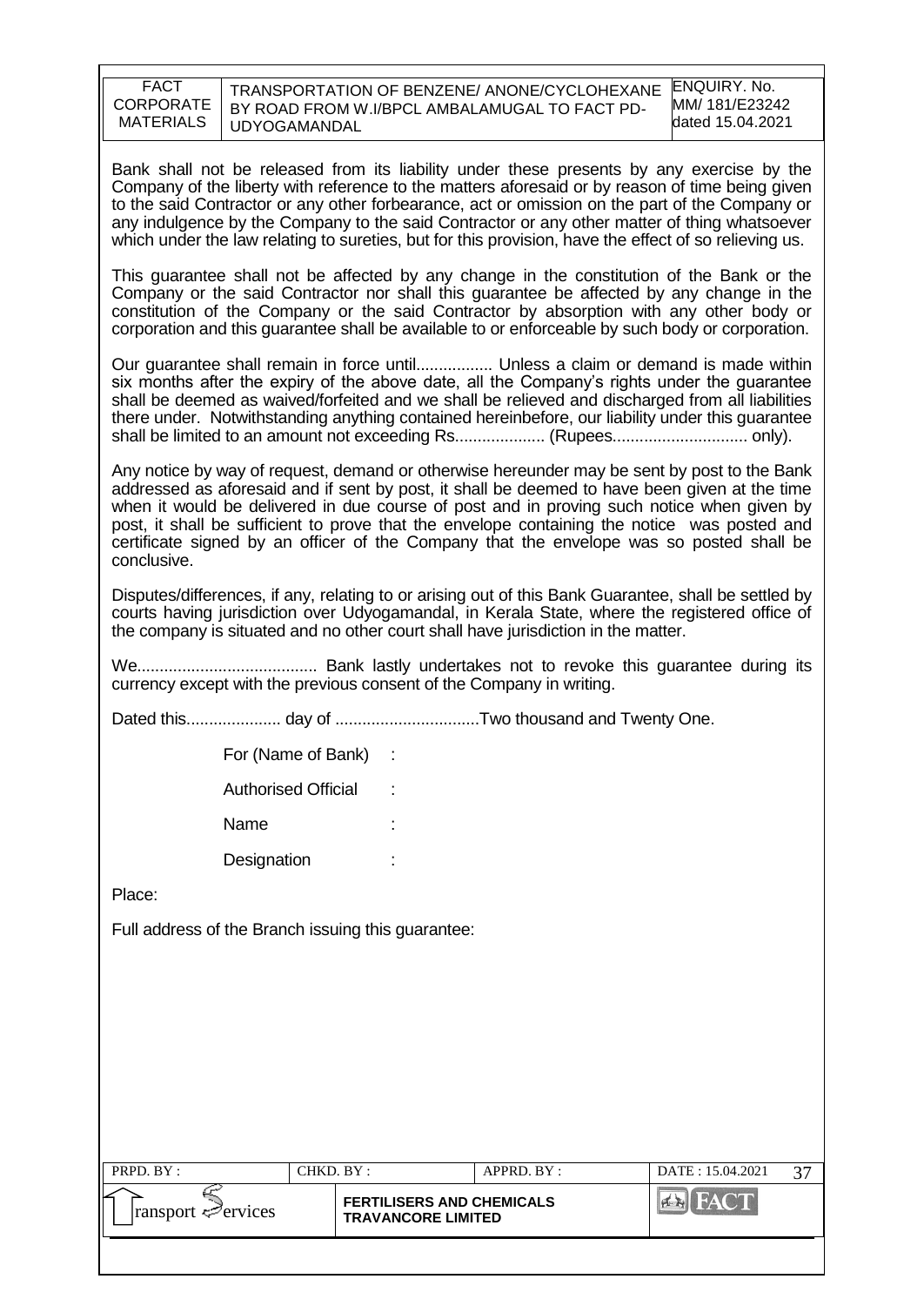Bank shall not be released from its liability under these presents by any exercise by the Company of the liberty with reference to the matters aforesaid or by reason of time being given to the said Contractor or any other forbearance, act or omission on the part of the Company or any indulgence by the Company to the said Contractor or any other matter of thing whatsoever which under the law relating to sureties, but for this provision, have the effect of so relieving us.

This guarantee shall not be affected by any change in the constitution of the Bank or the Company or the said Contractor nor shall this guarantee be affected by any change in the constitution of the Company or the said Contractor by absorption with any other body or corporation and this guarantee shall be available to or enforceable by such body or corporation.

Our guarantee shall remain in force until................. Unless a claim or demand is made within six months after the expiry of the above date, all the Company's rights under the guarantee shall be deemed as waived/forfeited and we shall be relieved and discharged from all liabilities there under. Notwithstanding anything contained hereinbefore, our liability under this guarantee shall be limited to an amount not exceeding Rs.................... (Rupees.............................. only).

Any notice by way of request, demand or otherwise hereunder may be sent by post to the Bank addressed as aforesaid and if sent by post, it shall be deemed to have been given at the time when it would be delivered in due course of post and in proving such notice when given by post, it shall be sufficient to prove that the envelope containing the notice was posted and certificate signed by an officer of the Company that the envelope was so posted shall be conclusive.

Disputes/differences, if any, relating to or arising out of this Bank Guarantee, shall be settled by courts having jurisdiction over Udyogamandal, in Kerala State, where the registered office of the company is situated and no other court shall have jurisdiction in the matter.

We........................................ Bank lastly undertakes not to revoke this guarantee during its currency except with the previous consent of the Company in writing.

Dated this..................... day of ................................Two thousand and Twenty One.

For (Name of Bank) :

Authorised Official :

Name :

Designation :

Place:

Full address of the Branch issuing this guarantee: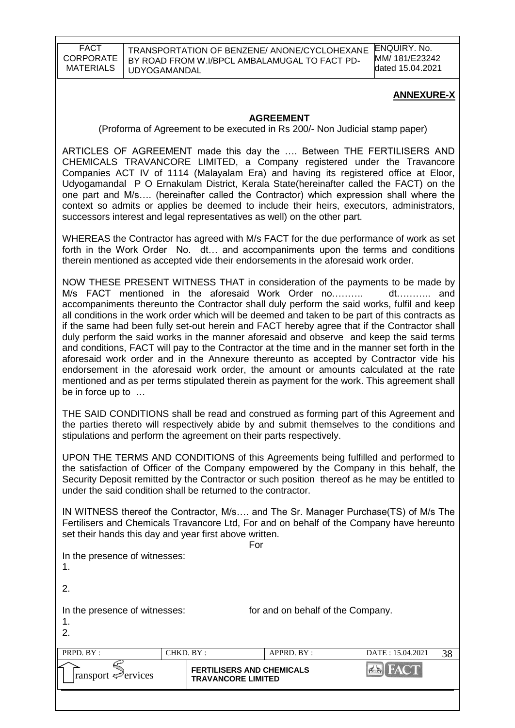## ANNEXURE-X

### AGREEMENT

(Proforma of Agreement to be executed in Rs 200/- Non Judicial stamp paper)

ARTICLES OF AGREEMENT made this day the …. Between THE FERTILISERS AND CHEMICALS TRAVANCORE LIMITED, a Company registered under the Travancore Companies ACT IV of 1114 (Malayalam Era) and having its registered office at Eloor, Udyogamandal P O Ernakulam District, Kerala State(hereinafter called the FACT) on the one part and M/s…. (hereinafter called the Contractor) which expression shall where the context so admits or applies be deemed to include their heirs, executors, administrators, successors interest and legal representatives as well) on the other part.

WHEREAS the Contractor has agreed with M/s FACT for the due performance of work as set forth in the Work Order No. dt… and accompaniments upon the terms and conditions therein mentioned as accepted vide their endorsements in the aforesaid work order.

NOW THESE PRESENT WITNESS THAT in consideration of the payments to be made by M/s FACT mentioned in the aforesaid Work Order no………. dt……….. and accompaniments thereunto the Contractor shall duly perform the said works, fulfil and keep all conditions in the work order which will be deemed and taken to be part of this contracts as if the same had been fully set-out herein and FACT hereby agree that if the Contractor shall duly perform the said works in the manner aforesaid and observe and keep the said terms and conditions, FACT will pay to the Contractor at the time and in the manner set forth in the aforesaid work order and in the Annexure thereunto as accepted by Contractor vide his endorsement in the aforesaid work order, the amount or amounts calculated at the rate mentioned and as per terms stipulated therein as payment for the work. This agreement shall be in force up to …

THE SAID CONDITIONS shall be read and construed as forming part of this Agreement and the parties thereto will respectively abide by and submit themselves to the conditions and stipulations and perform the agreement on their parts respectively.

UPON THE TERMS AND CONDITIONS of this Agreements being fulfilled and performed to the satisfaction of Officer of the Company empowered by the Company in this behalf, the Security Deposit remitted by the Contractor or such position thereof as he may be entitled to under the said condition shall be returned to the contractor.

IN WITNESS thereof the Contractor, M/s…. and The Sr. Manager Purchase(TS) of M/s The Fertilisers and Chemicals Travancore Ltd, For and on behalf of the Company have hereunto set their hands this day and year first above written.

For

In the presence of witnesses:

1.

2.

In the presence of witnesses: for and on behalf of the Company.

1.

2.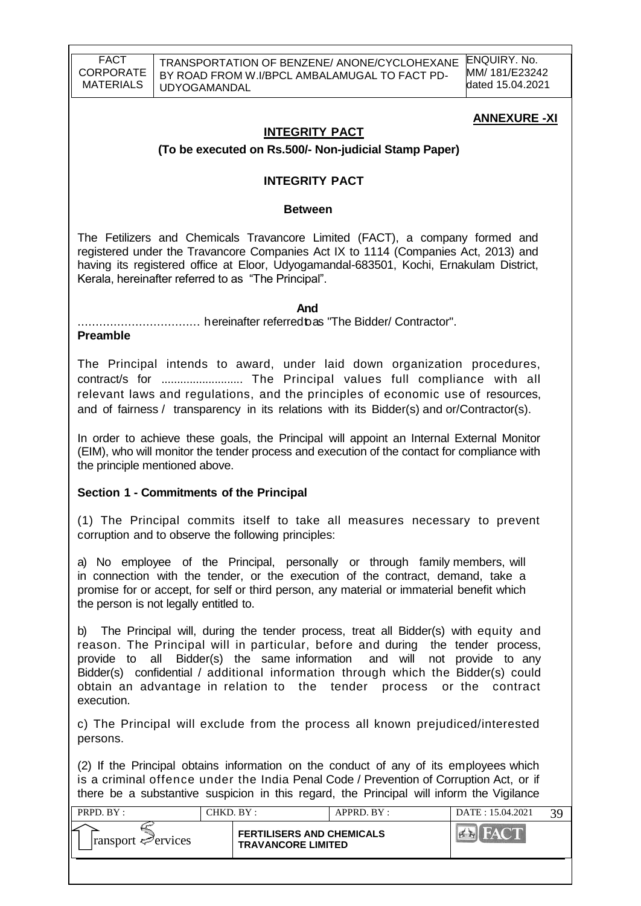**ANNEXURE -XI**

## INTEGRITY PACT

**(To be executed on Rs.500/- Non-judicial Stamp Paper)**

## INTEGRITY PACT

**Between**

The Fetilizers and Chemicals Travancore Limited (FACT), a company formed and registered under the Travancore Companies Act IX to 1114 (Companies Act, 2013) and having its registered office at Eloor, Udyogamandal-683501, Kochi, Ernakulam District, Kerala, hereinafter referred to as "The Principal".

**And**

…………………………… hereinafter referred to as "The Bidder/ Contractor".

**Preamble**

The Principal intends to award, under laid down organization procedures, contract/s for .......................... The Principal values full compliance with all relevant laws and regulations, and the principles of economic use of resources, and of fairness / transparency in its relations with its Bidder(s) and or/Contractor(s).

In order to achieve these goals, the Principal will appoint an Internal External Monitor (EIM), who will monitor the tender process and execution of the contact for compliance with the principle mentioned above.

**Section 1 - Commitments of the Principal**

(1) The Principal commits itself to take all measures necessary to prevent corruption and to observe the following principles:

a) No employee of the Principal, personally or through family members, will in connection with the tender, or the execution of the contract, demand, take a promise for or accept, for self or third person, any material or immaterial benefit which the person is not legally entitled to.

b) The Principal will, during the tender process, treat all Bidder(s) with equity and reason. The Principal will in particular, before and during the tender process, provide to all Bidder(s) the same information and will not provide to any Bidder(s) confidential / additional information through which the Bidder(s) could obtain an advantage in relation to the tender process or the contract execution.

c) The Principal will exclude from the process all known prejudiced/interested persons.

(2) If the Principal obtains information on the conduct of any of its employees which is a criminal offence under the India Penal Code / Prevention of Corruption Act, or if there be a substantive suspicion in this regard, the Principal will inform the Vigilance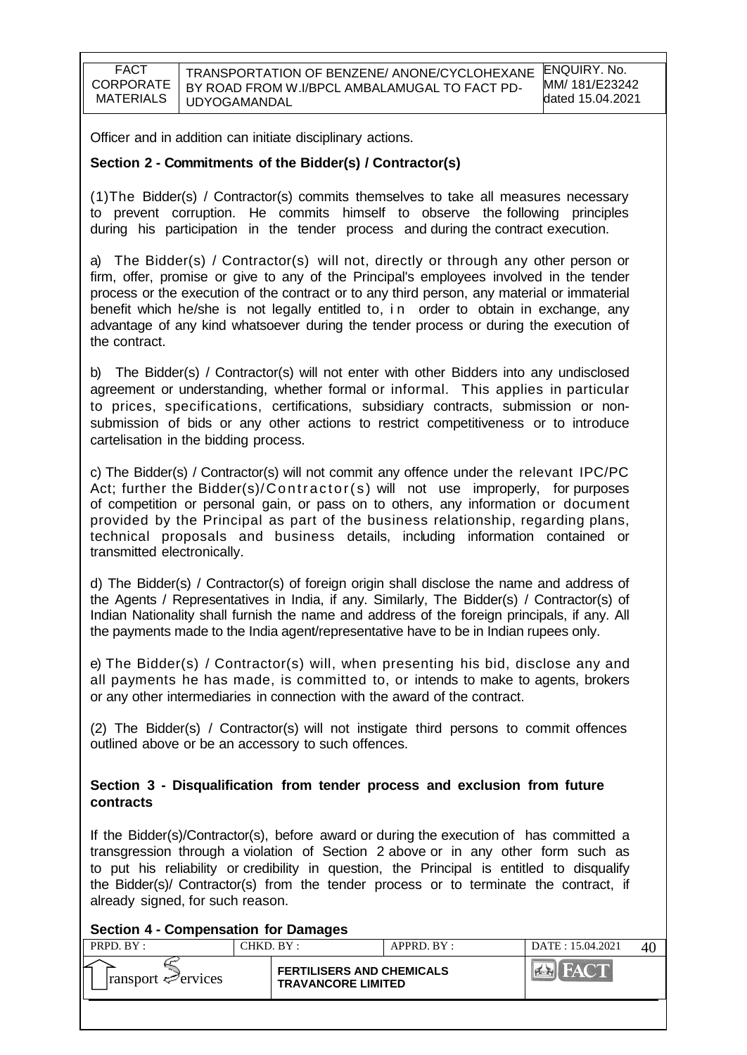Officer and in addition can initiate disciplinary actions.

**Section 2 - Commitments of the Bidder(s) / Contractor(s)**

(1)The Bidder(s) / Contractor(s) commits themselves to take all measures necessary to prevent corruption. He commits himself to observe the following principles during his participation in the tender process and during the contract execution.

a) The Bidder(s) / Contractor(s) will not, directly or through any other person or firm, offer, promise or give to any of the Principal's employees involved in the tender process or the execution of the contract or to any third person, any material or immaterial benefit which he/she is not legally entitled to, in order to obtain in exchange, any advantage of any kind whatsoever during the tender process or during the execution of the contract.

b) The Bidder(s) / Contractor(s) will not enter with other Bidders into any undisclosed agreement or understanding, whether formal or informal. This applies in particular to prices, specifications, certifications, subsidiary contracts, submission or non-submission of bids or any other actions to restrict competitiveness or to introduce cartelisation in the bidding process.

c) The Bidder(s) / Contractor(s) will not commit any offence under the relevant IPC/PC Act; further the Bidder(s)/Contractor(s) will not use improperly, for purposes of competition or personal gain, or pass on to others, any information or document provided by the Principal as part of the business relationship, regarding plans, technical proposals and business details, including information contained or transmitted electronically.

d) The Bidder(s) / Contractor(s) of foreign origin shall disclose the name and address of the Agents / Representatives in India, if any. Similarly, The Bidder(s) / Contractor(s) of Indian Nationality shall furnish the name and address of the foreign principals, if any. All the payments made to the India agent/representative have to be in Indian rupees only.

e) The Bidder(s) / Contractor(s) will, when presenting his bid, disclose any and all payments he has made, is committed to, or intends to make to agents, brokers or any other intermediaries in connection with the award of the contract.

(2) The Bidder(s) / Contractor(s) will not instigate third persons to commit offences outlined above or be an accessory to such offences.

**Section 3 - Disqualification from tender process and exclusion from future contracts**

If the Bidder(s)/Contractor(s), before award or during the execution of has committed a transgression through a violation of Section 2 above or in any other form such as to put his reliability or credibility in question, the Principal is entitled to disqualify the Bidder(s)/ Contractor(s) from the tender process or to terminate the contract, if already signed, for such reason.

**Section 4 - Compensation for Damages**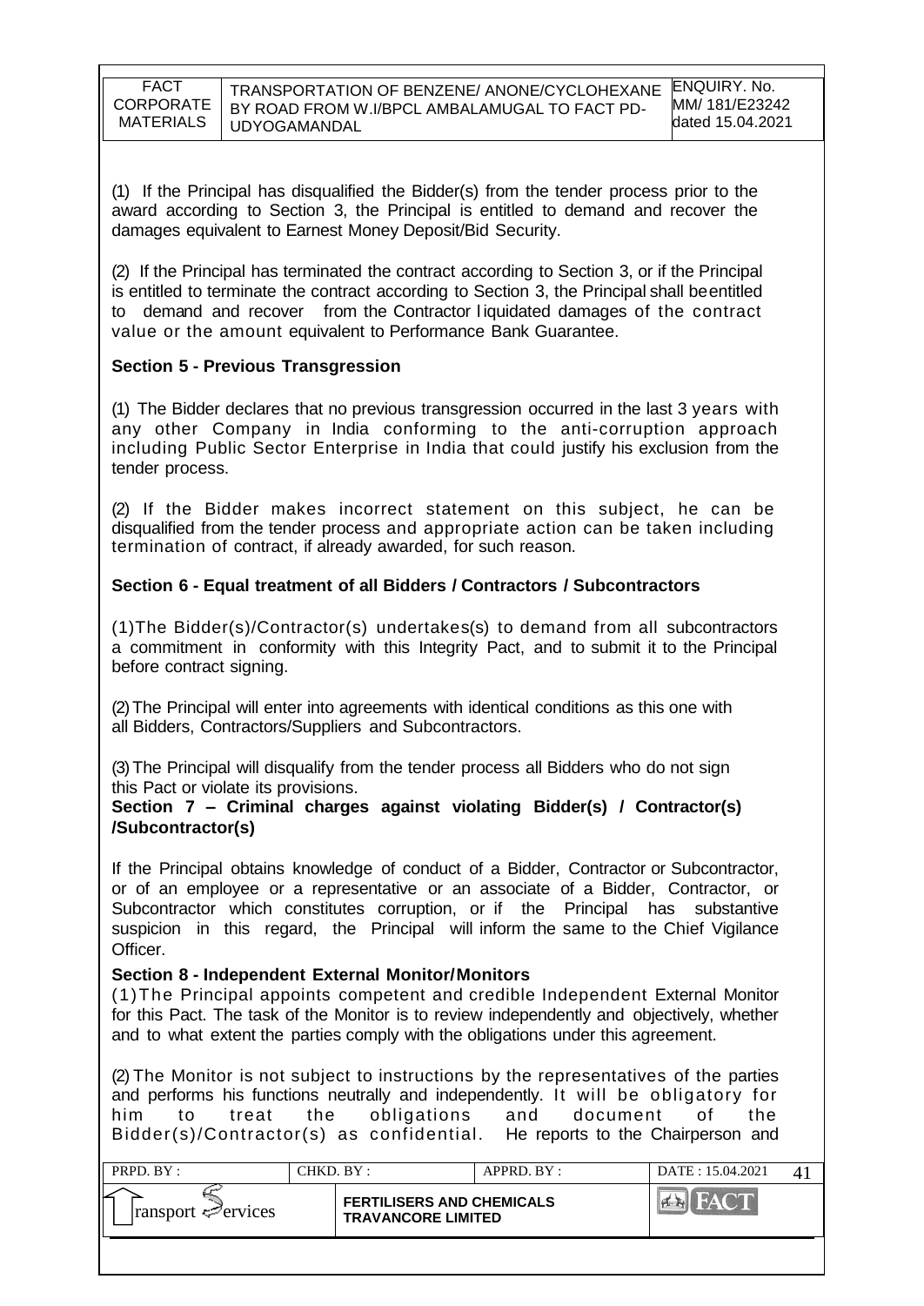(1) If the Principal has disqualified the Bidder(s) from the tender process prior to the award according to Section 3, the Principal is entitled to demand and recover the damages equivalent to Earnest Money Deposit/Bid Security.

(2) If the Principal has terminated the contract according to Section 3, or if the Principal is entitled to terminate the contract according to Section 3, the Principal shall be entitled to demand and recover from the Contractor liquidated damages of the contract value or the amount equivalent to Performance Bank Guarantee.

**Section 5 - Previous Transgression**

(1) The Bidder declares that no previous transgression occurred in the last 3 years with any other Company in India conforming to the anti-corruption approach including Public Sector Enterprise in India that could justify his exclusion from the tender process.

(2) If the Bidder makes incorrect statement on this subject, he can be disqualified from the tender process and appropriate action can be taken including termination of contract, if already awarded, for such reason.

**Section 6 - Equal treatment of all Bidders / Contractors / Subcontractors**

(1) The Bidder(s)/Contractor(s) undertakes(s) to demand from all subcontractors a commitment in conformity with this Integrity Pact, and to submit it to the Principal before contract signing.

(2) The Principal will enter into agreements with identical conditions as this one with all Bidders, Contractors/Suppliers and Subcontractors.

(3) The Principal will disqualify from the tender process all Bidders who do not sign this Pact or violate its provisions.

**Section 7 – Criminal charges against violating Bidder(s) / Contractor(s) /Subcontractor(s)**

If the Principal obtains knowledge of conduct of a Bidder, Contractor or Subcontractor, or of an employee or a representative or an associate of a Bidder, Contractor, or Subcontractor which constitutes corruption, or if the Principal has substantive suspicion in this regard, the Principal will inform the same to the Chief Vigilance Officer.

**Section 8 - Independent External Monitor/Monitors**

(1) The Principal appoints competent and credible Independent External Monitor for this Pact. The task of the Monitor is to review independently and objectively, whether and to what extent the parties comply with the obligations under this agreement.

(2) The Monitor is not subject to instructions by the representatives of the parties and performs his functions neutrally and independently. It will be obligatory for him to treat the obligations and document of the Bidder(s)/Contractor(s) as confidential. He reports to the Chairperson and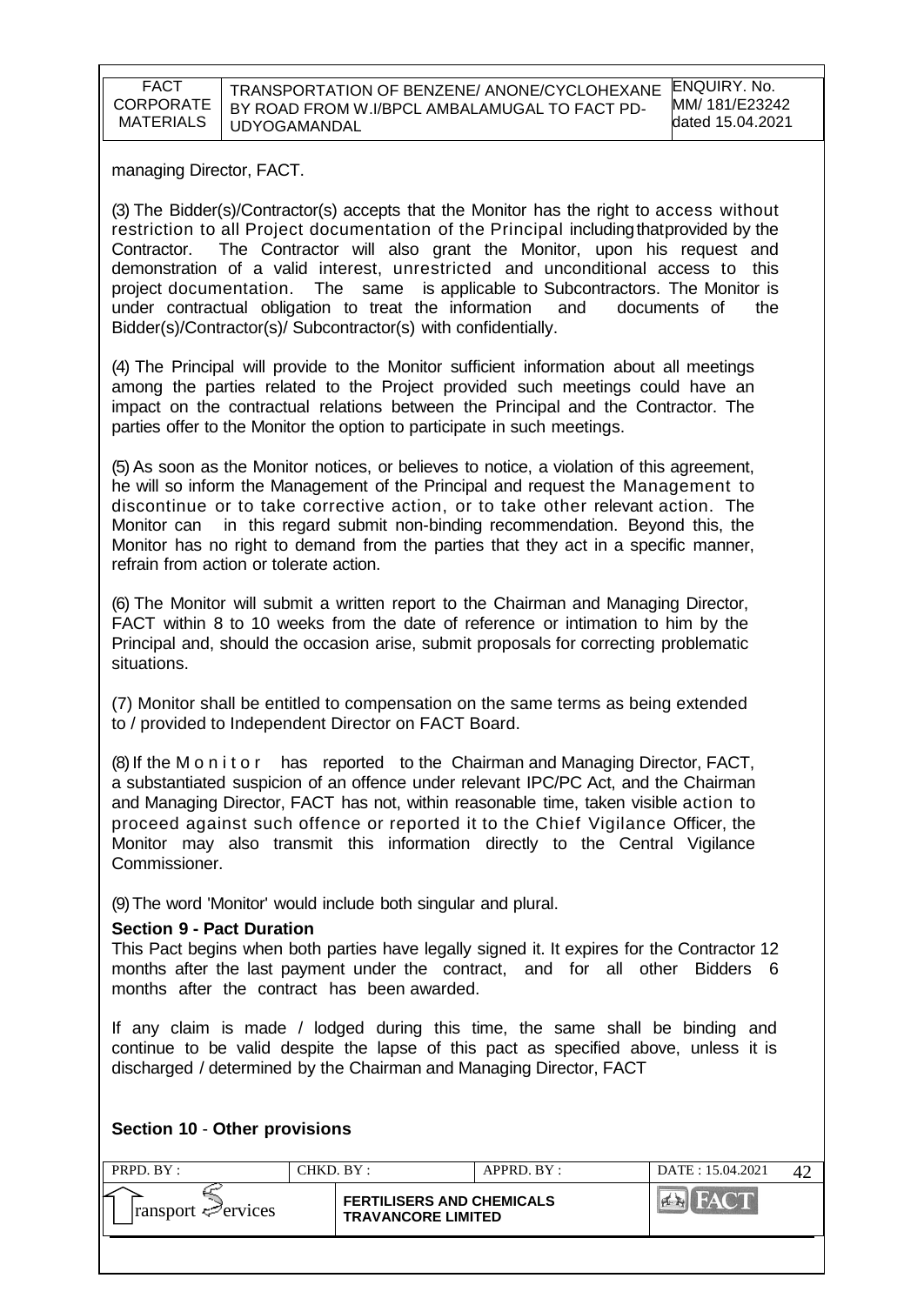managing Director, FACT.

(3) The Bidder(s)/Contractor(s) accepts that the Monitor has the right to access without restriction to all Project documentation of the Principal including that provided by the Contractor. The Contractor will also grant the Monitor, upon his request and demonstration of a valid interest, unrestricted and unconditional access to this project documentation. The same is applicable to Subcontractors. The Monitor is under contractual obligation to treat the information and documents of the Bidder(s)/Contractor(s)/ Subcontractor(s) with confidentially.

(4) The Principal will provide to the Monitor sufficient information about all meetings among the parties related to the Project provided such meetings could have an impact on the contractual relations between the Principal and the Contractor. The parties offer to the Monitor the option to participate in such meetings.

(5) As soon as the Monitor notices, or believes to notice, a violation of this agreement, he will so inform the Management of the Principal and request the Management to discontinue or to take corrective action, or to take other relevant action. The Monitor can in this regard submit non-binding recommendation. Beyond this, the Monitor has no right to demand from the parties that they act in a specific manner, refrain from action or tolerate action.

(6) The Monitor will submit a written report to the Chairman and Managing Director, FACT within 8 to 10 weeks from the date of reference or intimation to him by the Principal and, should the occasion arise, submit proposals for correcting problematic situations.

(7) Monitor shall be entitled to compensation on the same terms as being extended to / provided to Independent Director on FACT Board.

(8) If the Monitor has reported to the Chairman and Managing Director, FACT, a substantiated suspicion of an offence under relevant IPC/PC Act, and the Chairman and Managing Director, FACT has not, within reasonable time, taken visible action to proceed against such offence or reported it to the Chief Vigilance Officer, the Monitor may also transmit this information directly to the Central Vigilance Commissioner.

(9) The word 'Monitor' would include both singular and plural.

**Section 9 - Pact Duration**

This Pact begins when both parties have legally signed it. It expires for the Contractor 12 months after the last payment under the contract, and for all other Bidders 6 months after the contract has been awarded.

If any claim is made / lodged during this time, the same shall be binding and continue to be valid despite the lapse of this pact as specified above, unless it is discharged / determined by the Chairman and Managing Director, FACT

**Section 10 - Other provisions**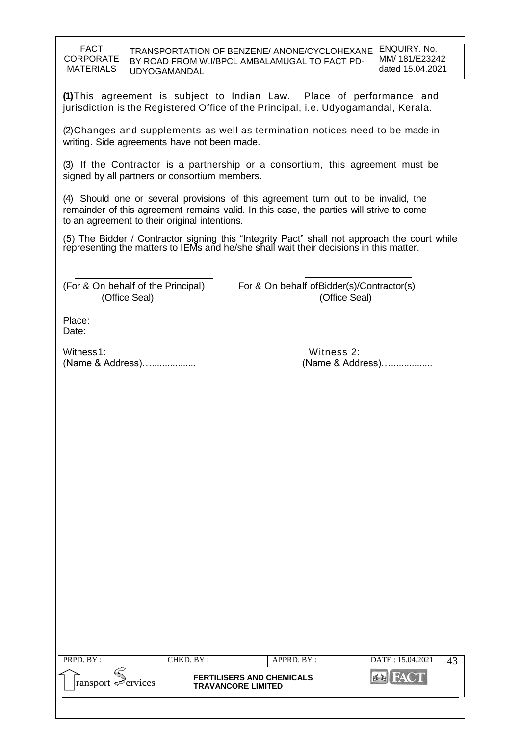**(1)** This agreement is subject to Indian Law. Place of performance and jurisdiction is the Registered Office of the Principal, i.e. Udyogamandal, Kerala.

(2) Changes and supplements as well as termination notices need to be made in writing. Side agreements have not been made.

(3) If the Contractor is a partnership or a consortium, this agreement must be signed by all partners or consortium members.

(4) Should one or several provisions of this agreement turn out to be invalid, the remainder of this agreement remains valid. In this case, the parties will strive to come to an agreement to their original intentions.

(5) The Bidder / Contractor signing this "Integrity Pact" shall not approach the court while representing the matters to IEMs and he/she shall wait their decisions in this matter.

| | |
|---|---|
| (For & On behalf of the Principal) | For & On behalf of Bidder(s)/Contractor(s) |
| (Office Seal) | (Office Seal) |

Place:
Date:

| | |
|---|---|
| Witness1: | Witness 2: |
| (Name & Address)….................. | (Name & Address)…................. |